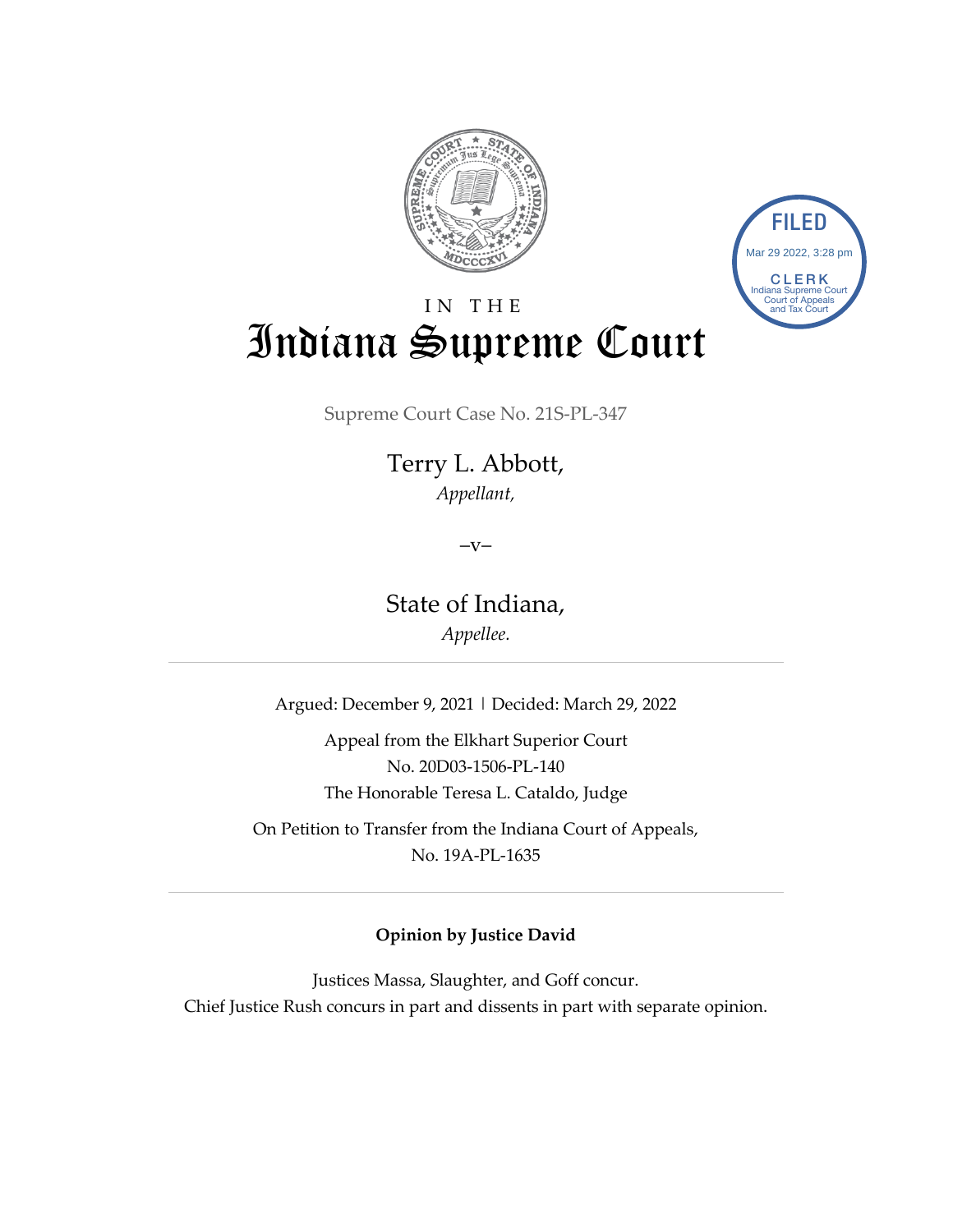FILED

Mar 29 2022, 3:28 pm

CLERK
Indiana Supreme Court
Court of Appeals
and Tax Court

IN THE

# Indiana Supreme Court

Supreme Court Case No. 21S-PL-347

Terry L. Abbott,
*Appellant,*

–v–

State of Indiana,
*Appellee.*

---

Argued: December 9, 2021 | Decided: March 29, 2022

Appeal from the Elkhart Superior Court
No. 20D03-1506-PL-140
The Honorable Teresa L. Cataldo, Judge

On Petition to Transfer from the Indiana Court of Appeals,
No. 19A-PL-1635

---

**Opinion by Justice David**

Justices Massa, Slaughter, and Goff concur.
Chief Justice Rush concurs in part and dissents in part with separate opinion.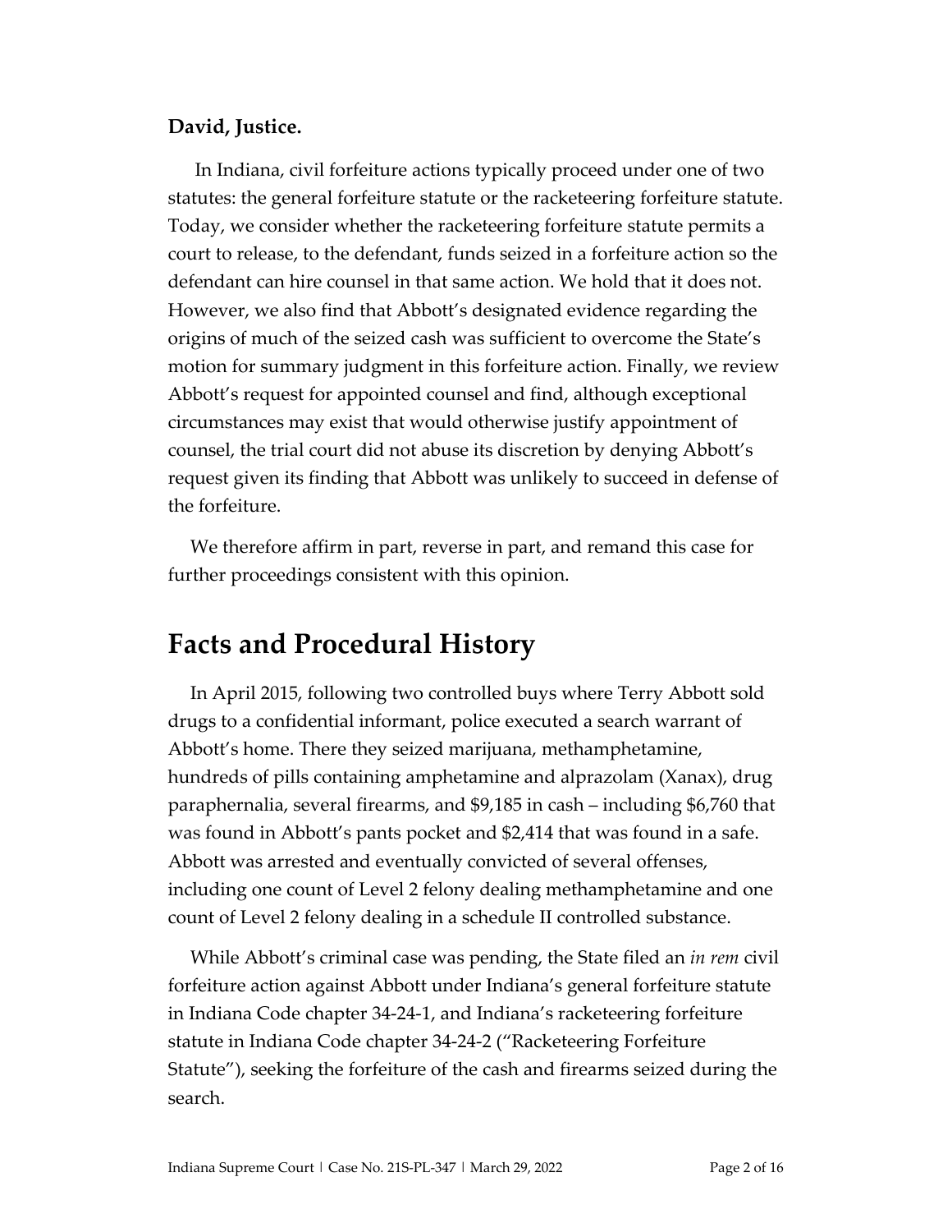**David, Justice.**

In Indiana, civil forfeiture actions typically proceed under one of two statutes: the general forfeiture statute or the racketeering forfeiture statute. Today, we consider whether the racketeering forfeiture statute permits a court to release, to the defendant, funds seized in a forfeiture action so the defendant can hire counsel in that same action. We hold that it does not. However, we also find that Abbott's designated evidence regarding the origins of much of the seized cash was sufficient to overcome the State's motion for summary judgment in this forfeiture action. Finally, we review Abbott's request for appointed counsel and find, although exceptional circumstances may exist that would otherwise justify appointment of counsel, the trial court did not abuse its discretion by denying Abbott's request given its finding that Abbott was unlikely to succeed in defense of the forfeiture.

We therefore affirm in part, reverse in part, and remand this case for further proceedings consistent with this opinion.

# Facts and Procedural History

In April 2015, following two controlled buys where Terry Abbott sold drugs to a confidential informant, police executed a search warrant of Abbott's home. There they seized marijuana, methamphetamine, hundreds of pills containing amphetamine and alprazolam (Xanax), drug paraphernalia, several firearms, and $9,185 in cash – including $6,760 that was found in Abbott's pants pocket and $2,414 that was found in a safe. Abbott was arrested and eventually convicted of several offenses, including one count of Level 2 felony dealing methamphetamine and one count of Level 2 felony dealing in a schedule II controlled substance.

While Abbott's criminal case was pending, the State filed an *in rem* civil forfeiture action against Abbott under Indiana's general forfeiture statute in Indiana Code chapter 34-24-1, and Indiana's racketeering forfeiture statute in Indiana Code chapter 34-24-2 ("Racketeering Forfeiture Statute"), seeking the forfeiture of the cash and firearms seized during the search.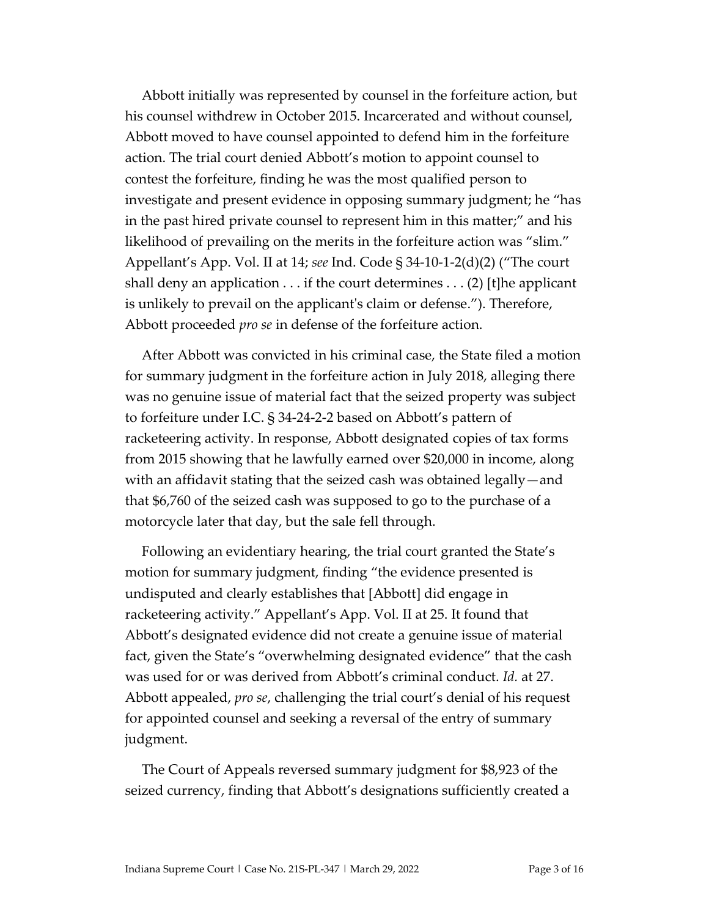Abbott initially was represented by counsel in the forfeiture action, but his counsel withdrew in October 2015. Incarcerated and without counsel, Abbott moved to have counsel appointed to defend him in the forfeiture action. The trial court denied Abbott's motion to appoint counsel to contest the forfeiture, finding he was the most qualified person to investigate and present evidence in opposing summary judgment; he "has in the past hired private counsel to represent him in this matter;" and his likelihood of prevailing on the merits in the forfeiture action was "slim." Appellant's App. Vol. II at 14; *see* Ind. Code § 34-10-1-2(d)(2) ("The court shall deny an application . . . if the court determines . . . (2) [t]he applicant is unlikely to prevail on the applicant's claim or defense."). Therefore, Abbott proceeded *pro se* in defense of the forfeiture action.

After Abbott was convicted in his criminal case, the State filed a motion for summary judgment in the forfeiture action in July 2018, alleging there was no genuine issue of material fact that the seized property was subject to forfeiture under I.C. § 34-24-2-2 based on Abbott's pattern of racketeering activity. In response, Abbott designated copies of tax forms from 2015 showing that he lawfully earned over $20,000 in income, along with an affidavit stating that the seized cash was obtained legally—and that $6,760 of the seized cash was supposed to go to the purchase of a motorcycle later that day, but the sale fell through.

Following an evidentiary hearing, the trial court granted the State's motion for summary judgment, finding "the evidence presented is undisputed and clearly establishes that [Abbott] did engage in racketeering activity." Appellant's App. Vol. II at 25. It found that Abbott's designated evidence did not create a genuine issue of material fact, given the State's "overwhelming designated evidence" that the cash was used for or was derived from Abbott's criminal conduct. *Id.* at 27. Abbott appealed, *pro se*, challenging the trial court's denial of his request for appointed counsel and seeking a reversal of the entry of summary judgment.

The Court of Appeals reversed summary judgment for $8,923 of the seized currency, finding that Abbott's designations sufficiently created a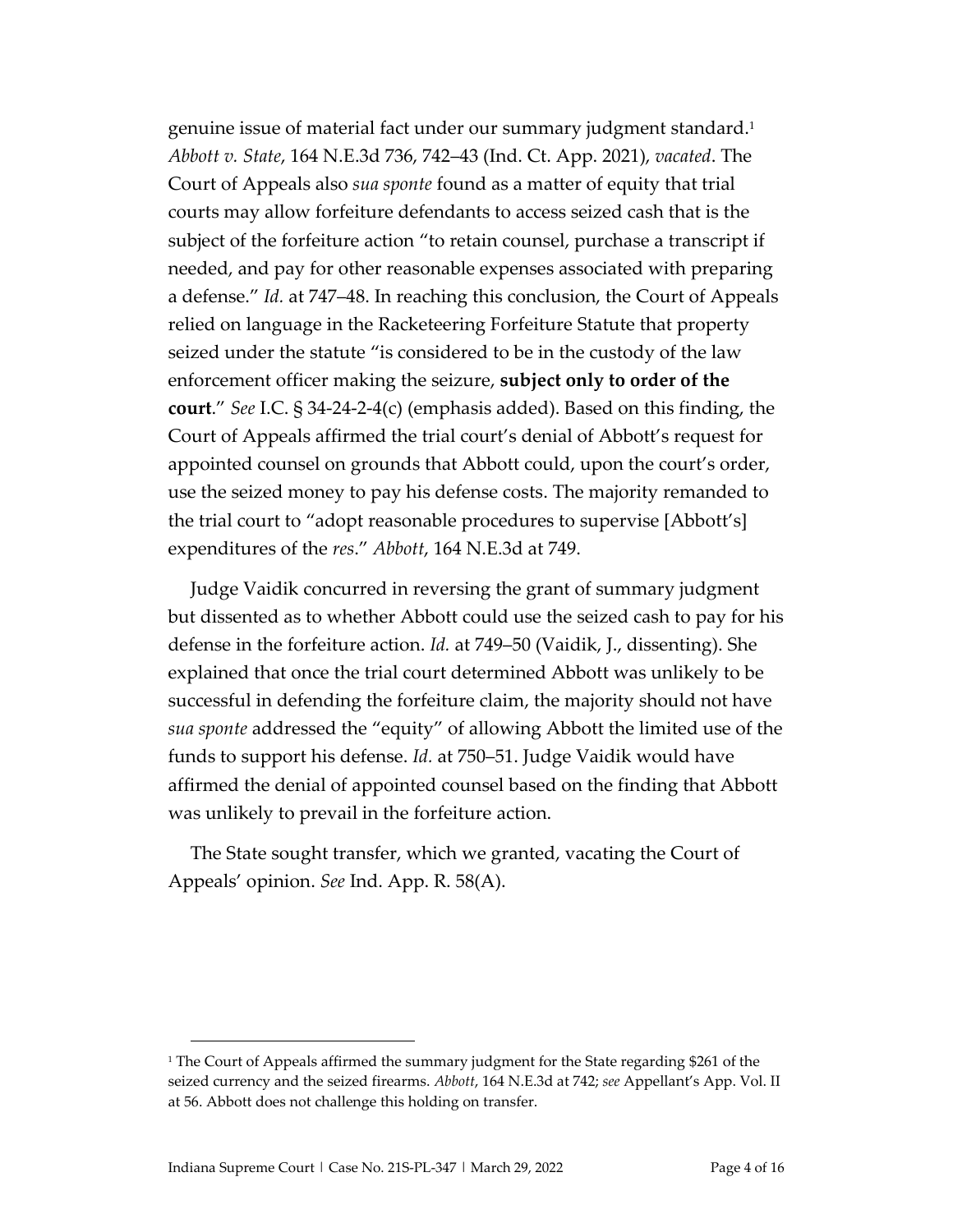genuine issue of material fact under our summary judgment standard.[1] *Abbott v. State*, 164 N.E.3d 736, 742–43 (Ind. Ct. App. 2021), *vacated*. The Court of Appeals also *sua sponte* found as a matter of equity that trial courts may allow forfeiture defendants to access seized cash that is the subject of the forfeiture action "to retain counsel, purchase a transcript if needed, and pay for other reasonable expenses associated with preparing a defense." *Id.* at 747–48. In reaching this conclusion, the Court of Appeals relied on language in the Racketeering Forfeiture Statute that property seized under the statute "is considered to be in the custody of the law enforcement officer making the seizure, **subject only to order of the court**." *See* I.C. § 34-24-2-4(c) (emphasis added). Based on this finding, the Court of Appeals affirmed the trial court's denial of Abbott's request for appointed counsel on grounds that Abbott could, upon the court's order, use the seized money to pay his defense costs. The majority remanded to the trial court to "adopt reasonable procedures to supervise [Abbott's] expenditures of the *res*." *Abbott*, 164 N.E.3d at 749.

Judge Vaidik concurred in reversing the grant of summary judgment but dissented as to whether Abbott could use the seized cash to pay for his defense in the forfeiture action. *Id.* at 749–50 (Vaidik, J., dissenting). She explained that once the trial court determined Abbott was unlikely to be successful in defending the forfeiture claim, the majority should not have *sua sponte* addressed the "equity" of allowing Abbott the limited use of the funds to support his defense. *Id.* at 750–51. Judge Vaidik would have affirmed the denial of appointed counsel based on the finding that Abbott was unlikely to prevail in the forfeiture action.

The State sought transfer, which we granted, vacating the Court of Appeals' opinion. *See* Ind. App. R. 58(A).

---

[1] The Court of Appeals affirmed the summary judgment for the State regarding $261 of the seized currency and the seized firearms. *Abbott*, 164 N.E.3d at 742; *see* Appellant's App. Vol. II at 56. Abbott does not challenge this holding on transfer.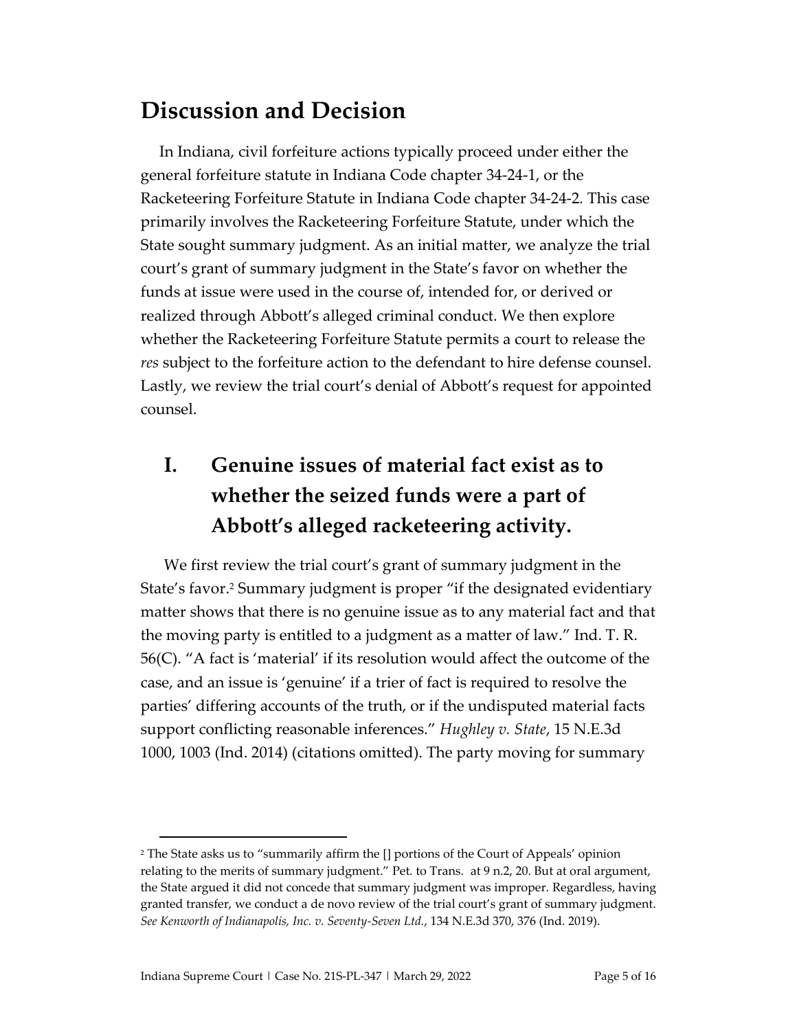# Discussion and Decision

In Indiana, civil forfeiture actions typically proceed under either the general forfeiture statute in Indiana Code chapter 34-24-1, or the Racketeering Forfeiture Statute in Indiana Code chapter 34-24-2. This case primarily involves the Racketeering Forfeiture Statute, under which the State sought summary judgment. As an initial matter, we analyze the trial court's grant of summary judgment in the State's favor on whether the funds at issue were used in the course of, intended for, or derived or realized through Abbott's alleged criminal conduct. We then explore whether the Racketeering Forfeiture Statute permits a court to release the *res* subject to the forfeiture action to the defendant to hire defense counsel. Lastly, we review the trial court's denial of Abbott's request for appointed counsel.

## I. Genuine issues of material fact exist as to whether the seized funds were a part of Abbott's alleged racketeering activity.

We first review the trial court's grant of summary judgment in the State's favor.[2] Summary judgment is proper "if the designated evidentiary matter shows that there is no genuine issue as to any material fact and that the moving party is entitled to a judgment as a matter of law." Ind. T. R. 56(C). "A fact is 'material' if its resolution would affect the outcome of the case, and an issue is 'genuine' if a trier of fact is required to resolve the parties' differing accounts of the truth, or if the undisputed material facts support conflicting reasonable inferences." *Hughley v. State*, 15 N.E.3d 1000, 1003 (Ind. 2014) (citations omitted). The party moving for summary

---

[2] The State asks us to "summarily affirm the [] portions of the Court of Appeals' opinion relating to the merits of summary judgment." Pet. to Trans. at 9 n.2, 20. But at oral argument, the State argued it did not concede that summary judgment was improper. Regardless, having granted transfer, we conduct a de novo review of the trial court's grant of summary judgment. *See Kenworth of Indianapolis, Inc. v. Seventy-Seven Ltd.*, 134 N.E.3d 370, 376 (Ind. 2019).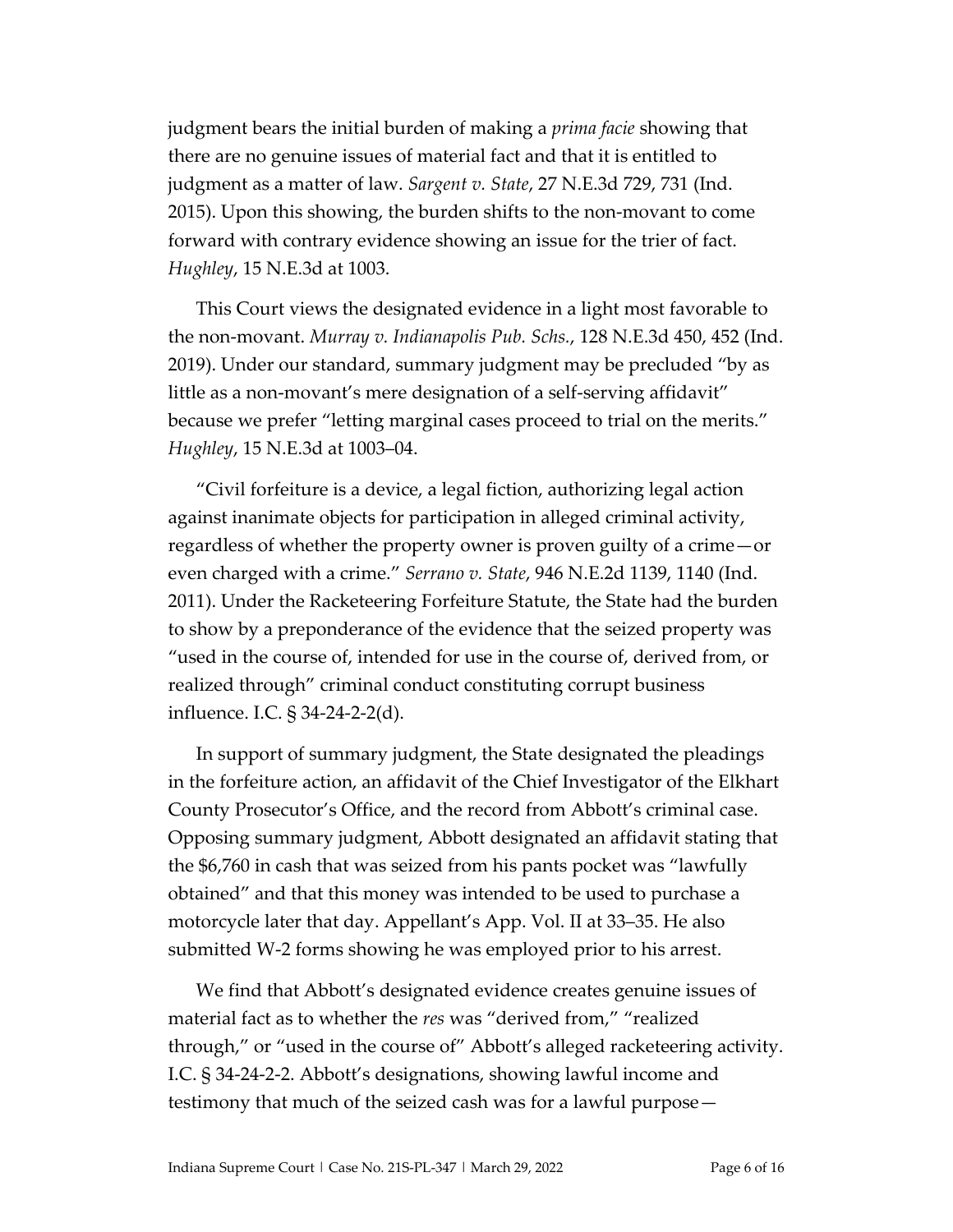judgment bears the initial burden of making a *prima facie* showing that there are no genuine issues of material fact and that it is entitled to judgment as a matter of law. *Sargent v. State*, 27 N.E.3d 729, 731 (Ind. 2015). Upon this showing, the burden shifts to the non-movant to come forward with contrary evidence showing an issue for the trier of fact. *Hughley*, 15 N.E.3d at 1003.

This Court views the designated evidence in a light most favorable to the non-movant. *Murray v. Indianapolis Pub. Schs.*, 128 N.E.3d 450, 452 (Ind. 2019). Under our standard, summary judgment may be precluded "by as little as a non-movant's mere designation of a self-serving affidavit" because we prefer "letting marginal cases proceed to trial on the merits." *Hughley*, 15 N.E.3d at 1003–04.

"Civil forfeiture is a device, a legal fiction, authorizing legal action against inanimate objects for participation in alleged criminal activity, regardless of whether the property owner is proven guilty of a crime—or even charged with a crime." *Serrano v. State*, 946 N.E.2d 1139, 1140 (Ind. 2011). Under the Racketeering Forfeiture Statute, the State had the burden to show by a preponderance of the evidence that the seized property was "used in the course of, intended for use in the course of, derived from, or realized through" criminal conduct constituting corrupt business influence. I.C. § 34-24-2-2(d).

In support of summary judgment, the State designated the pleadings in the forfeiture action, an affidavit of the Chief Investigator of the Elkhart County Prosecutor's Office, and the record from Abbott's criminal case. Opposing summary judgment, Abbott designated an affidavit stating that the $6,760 in cash that was seized from his pants pocket was "lawfully obtained" and that this money was intended to be used to purchase a motorcycle later that day. Appellant's App. Vol. II at 33–35. He also submitted W-2 forms showing he was employed prior to his arrest.

We find that Abbott's designated evidence creates genuine issues of material fact as to whether the *res* was "derived from," "realized through," or "used in the course of" Abbott's alleged racketeering activity. I.C. § 34-24-2-2. Abbott's designations, showing lawful income and testimony that much of the seized cash was for a lawful purpose—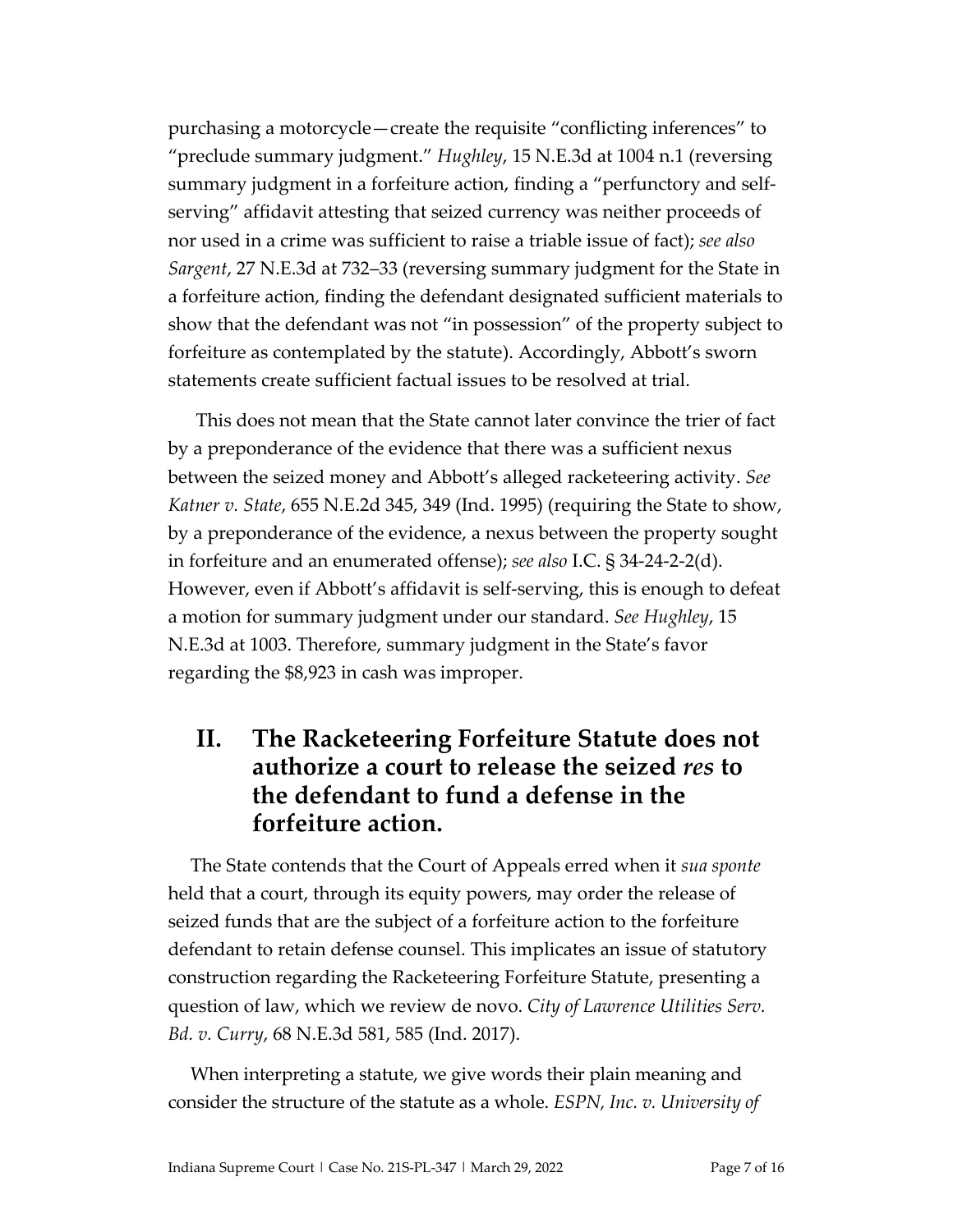purchasing a motorcycle—create the requisite "conflicting inferences" to "preclude summary judgment." *Hughley*, 15 N.E.3d at 1004 n.1 (reversing summary judgment in a forfeiture action, finding a "perfunctory and self-serving" affidavit attesting that seized currency was neither proceeds of nor used in a crime was sufficient to raise a triable issue of fact); *see also Sargent*, 27 N.E.3d at 732–33 (reversing summary judgment for the State in a forfeiture action, finding the defendant designated sufficient materials to show that the defendant was not "in possession" of the property subject to forfeiture as contemplated by the statute). Accordingly, Abbott's sworn statements create sufficient factual issues to be resolved at trial.

This does not mean that the State cannot later convince the trier of fact by a preponderance of the evidence that there was a sufficient nexus between the seized money and Abbott's alleged racketeering activity. *See Katner v. State*, 655 N.E.2d 345, 349 (Ind. 1995) (requiring the State to show, by a preponderance of the evidence, a nexus between the property sought in forfeiture and an enumerated offense); *see also* I.C. § 34-24-2-2(d). However, even if Abbott's affidavit is self-serving, this is enough to defeat a motion for summary judgment under our standard. *See Hughley*, 15 N.E.3d at 1003. Therefore, summary judgment in the State's favor regarding the $8,923 in cash was improper.

## II. The Racketeering Forfeiture Statute does not authorize a court to release the seized *res* to the defendant to fund a defense in the forfeiture action.

The State contends that the Court of Appeals erred when it *sua sponte* held that a court, through its equity powers, may order the release of seized funds that are the subject of a forfeiture action to the forfeiture defendant to retain defense counsel. This implicates an issue of statutory construction regarding the Racketeering Forfeiture Statute, presenting a question of law, which we review de novo. *City of Lawrence Utilities Serv. Bd. v. Curry*, 68 N.E.3d 581, 585 (Ind. 2017).

When interpreting a statute, we give words their plain meaning and consider the structure of the statute as a whole. *ESPN, Inc. v. University of*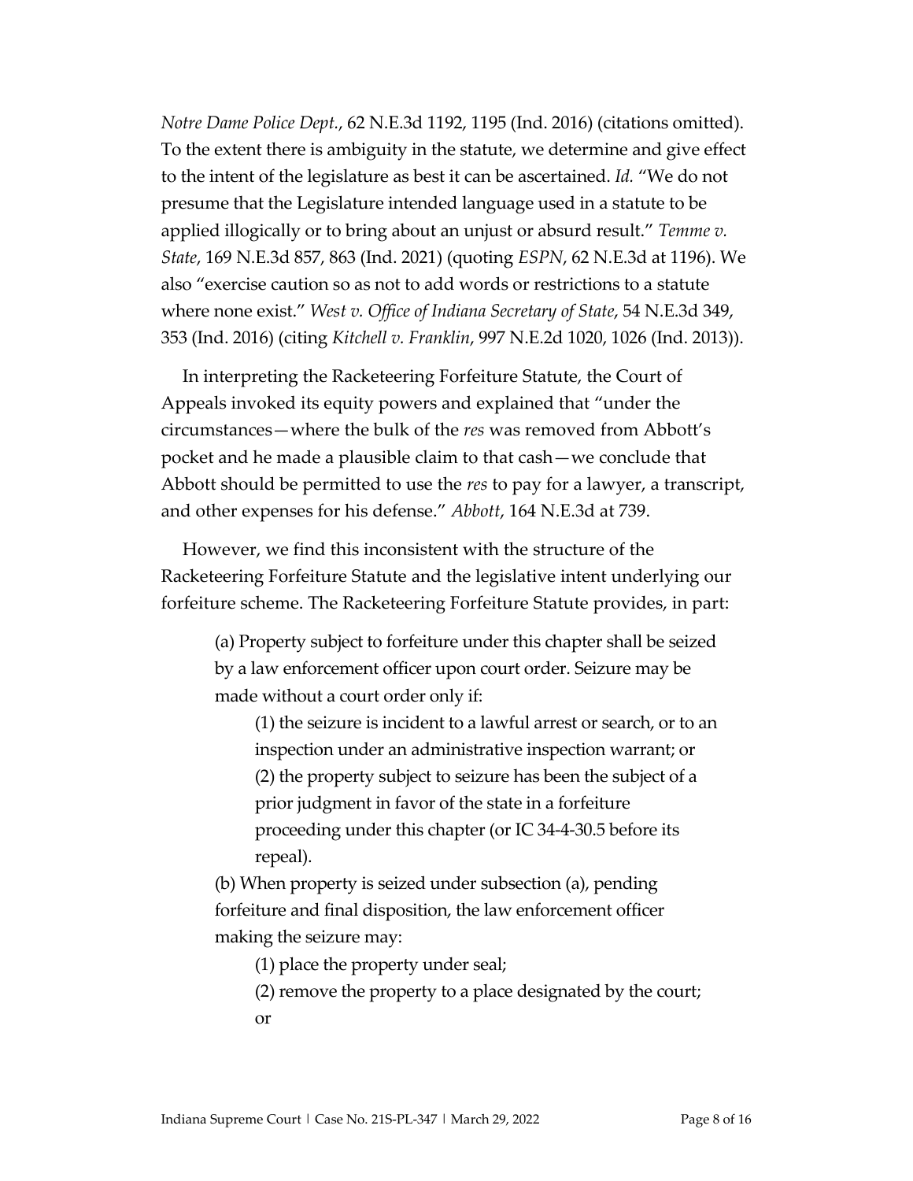*Notre Dame Police Dept.*, 62 N.E.3d 1192, 1195 (Ind. 2016) (citations omitted). To the extent there is ambiguity in the statute, we determine and give effect to the intent of the legislature as best it can be ascertained. *Id.* "We do not presume that the Legislature intended language used in a statute to be applied illogically or to bring about an unjust or absurd result." *Temme v. State*, 169 N.E.3d 857, 863 (Ind. 2021) (quoting *ESPN*, 62 N.E.3d at 1196). We also "exercise caution so as not to add words or restrictions to a statute where none exist." *West v. Office of Indiana Secretary of State*, 54 N.E.3d 349, 353 (Ind. 2016) (citing *Kitchell v. Franklin*, 997 N.E.2d 1020, 1026 (Ind. 2013)).

In interpreting the Racketeering Forfeiture Statute, the Court of Appeals invoked its equity powers and explained that "under the circumstances—where the bulk of the *res* was removed from Abbott's pocket and he made a plausible claim to that cash—we conclude that Abbott should be permitted to use the *res* to pay for a lawyer, a transcript, and other expenses for his defense." *Abbott*, 164 N.E.3d at 739.

However, we find this inconsistent with the structure of the Racketeering Forfeiture Statute and the legislative intent underlying our forfeiture scheme. The Racketeering Forfeiture Statute provides, in part:

> (a) Property subject to forfeiture under this chapter shall be seized by a law enforcement officer upon court order. Seizure may be made without a court order only if:
>
> > (1) the seizure is incident to a lawful arrest or search, or to an inspection under an administrative inspection warrant; or
> > (2) the property subject to seizure has been the subject of a prior judgment in favor of the state in a forfeiture proceeding under this chapter (or IC 34-4-30.5 before its repeal).
>
> (b) When property is seized under subsection (a), pending forfeiture and final disposition, the law enforcement officer making the seizure may:
>
> > (1) place the property under seal;
> > (2) remove the property to a place designated by the court; or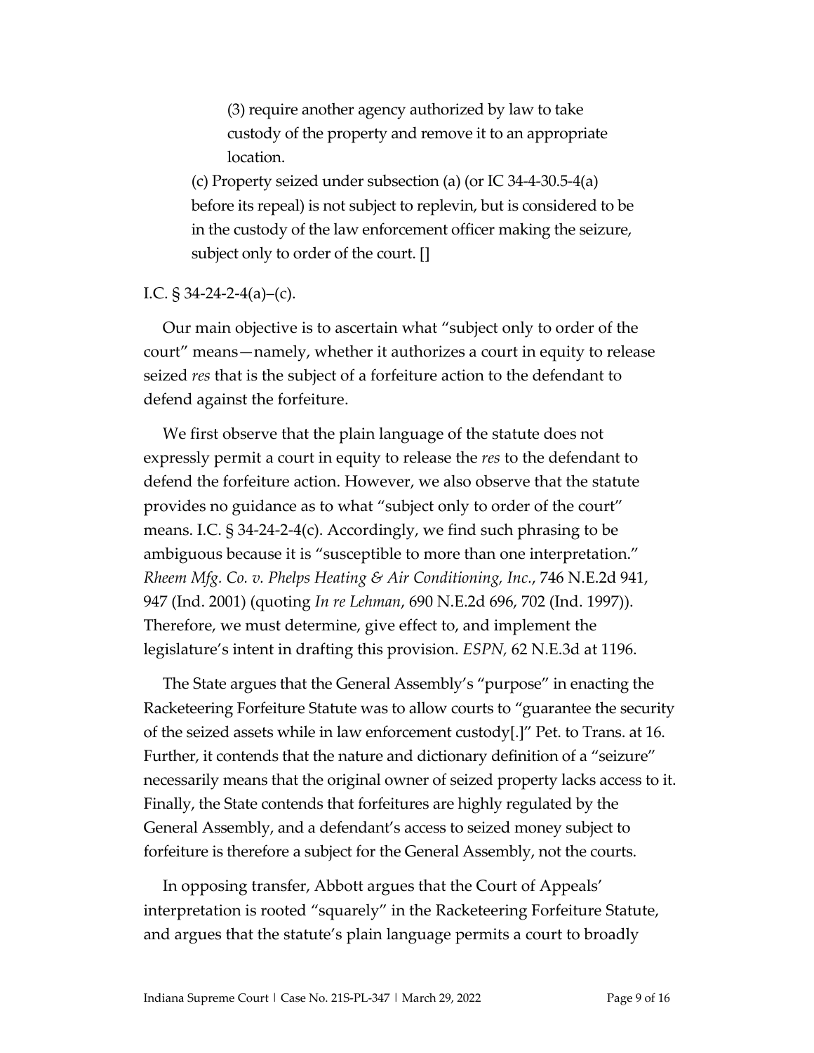> (3) require another agency authorized by law to take custody of the property and remove it to an appropriate location.
>
> (c) Property seized under subsection (a) (or IC 34-4-30.5-4(a) before its repeal) is not subject to replevin, but is considered to be in the custody of the law enforcement officer making the seizure, subject only to order of the court. []

I.C. § 34-24-2-4(a)–(c).

Our main objective is to ascertain what "subject only to order of the court" means—namely, whether it authorizes a court in equity to release seized *res* that is the subject of a forfeiture action to the defendant to defend against the forfeiture.

We first observe that the plain language of the statute does not expressly permit a court in equity to release the *res* to the defendant to defend the forfeiture action. However, we also observe that the statute provides no guidance as to what "subject only to order of the court" means. I.C. § 34-24-2-4(c). Accordingly, we find such phrasing to be ambiguous because it is "susceptible to more than one interpretation." *Rheem Mfg. Co. v. Phelps Heating & Air Conditioning, Inc.*, 746 N.E.2d 941, 947 (Ind. 2001) (quoting *In re Lehman*, 690 N.E.2d 696, 702 (Ind. 1997)). Therefore, we must determine, give effect to, and implement the legislature's intent in drafting this provision. *ESPN,* 62 N.E.3d at 1196.

The State argues that the General Assembly's "purpose" in enacting the Racketeering Forfeiture Statute was to allow courts to "guarantee the security of the seized assets while in law enforcement custody[.]" Pet. to Trans. at 16. Further, it contends that the nature and dictionary definition of a "seizure" necessarily means that the original owner of seized property lacks access to it. Finally, the State contends that forfeitures are highly regulated by the General Assembly, and a defendant's access to seized money subject to forfeiture is therefore a subject for the General Assembly, not the courts.

In opposing transfer, Abbott argues that the Court of Appeals' interpretation is rooted "squarely" in the Racketeering Forfeiture Statute, and argues that the statute's plain language permits a court to broadly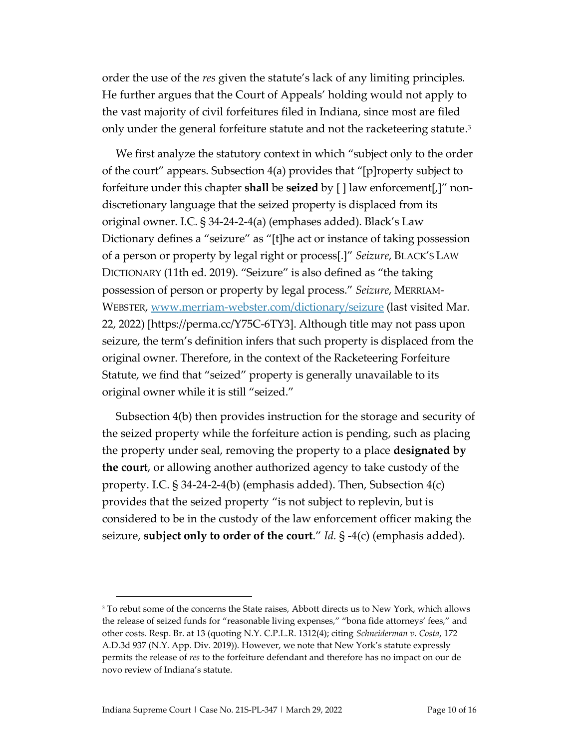order the use of the *res* given the statute's lack of any limiting principles. He further argues that the Court of Appeals' holding would not apply to the vast majority of civil forfeitures filed in Indiana, since most are filed only under the general forfeiture statute and not the racketeering statute.[3]

We first analyze the statutory context in which "subject only to the order of the court" appears. Subsection 4(a) provides that "[p]roperty subject to forfeiture under this chapter **shall** be **seized** by [ ] law enforcement[,]" non-discretionary language that the seized property is displaced from its original owner. I.C. § 34-24-2-4(a) (emphases added). Black's Law Dictionary defines a "seizure" as "[t]he act or instance of taking possession of a person or property by legal right or process[.]" *Seizure*, BLACK'S LAW DICTIONARY (11th ed. 2019). "Seizure" is also defined as "the taking possession of person or property by legal process." *Seizure*, MERRIAM-WEBSTER, [www.merriam-webster.com/dictionary/seizure](www.merriam-webster.com/dictionary/seizure) (last visited Mar. 22, 2022) [https://perma.cc/Y75C-6TY3]. Although title may not pass upon seizure, the term's definition infers that such property is displaced from the original owner. Therefore, in the context of the Racketeering Forfeiture Statute, we find that "seized" property is generally unavailable to its original owner while it is still "seized."

Subsection 4(b) then provides instruction for the storage and security of the seized property while the forfeiture action is pending, such as placing the property under seal, removing the property to a place **designated by the court**, or allowing another authorized agency to take custody of the property. I.C. § 34-24-2-4(b) (emphasis added). Then, Subsection 4(c) provides that the seized property "is not subject to replevin, but is considered to be in the custody of the law enforcement officer making the seizure, **subject only to order of the court**." *Id.* § -4(c) (emphasis added).

---

[3] To rebut some of the concerns the State raises, Abbott directs us to New York, which allows the release of seized funds for "reasonable living expenses," "bona fide attorneys' fees," and other costs. Resp. Br. at 13 (quoting N.Y. C.P.L.R. 1312(4); citing *Schneiderman v. Costa*, 172 A.D.3d 937 (N.Y. App. Div. 2019)). However, we note that New York's statute expressly permits the release of *res* to the forfeiture defendant and therefore has no impact on our de novo review of Indiana's statute.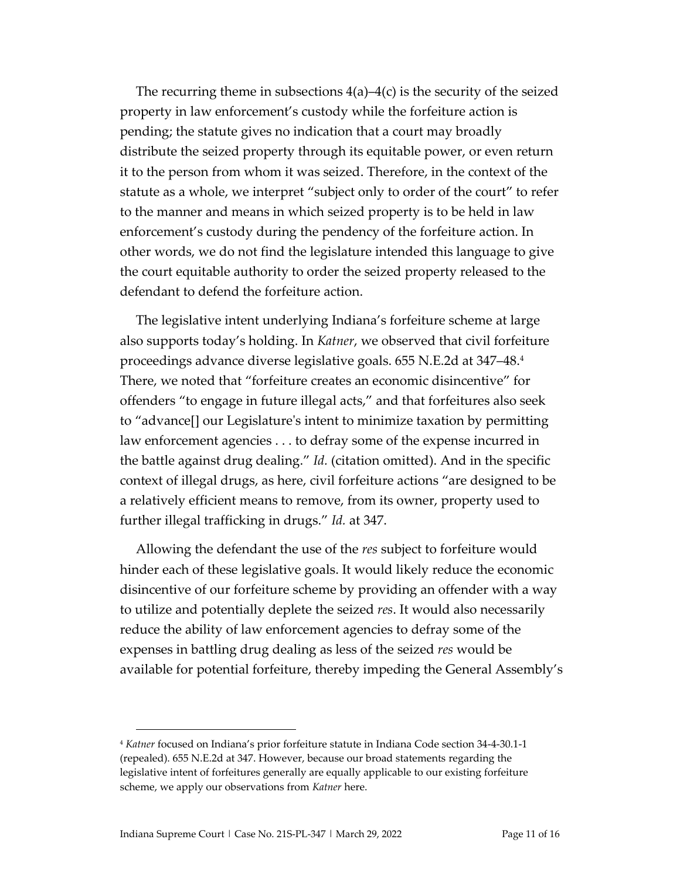The recurring theme in subsections 4(a)–4(c) is the security of the seized property in law enforcement's custody while the forfeiture action is pending; the statute gives no indication that a court may broadly distribute the seized property through its equitable power, or even return it to the person from whom it was seized. Therefore, in the context of the statute as a whole, we interpret "subject only to order of the court" to refer to the manner and means in which seized property is to be held in law enforcement's custody during the pendency of the forfeiture action. In other words, we do not find the legislature intended this language to give the court equitable authority to order the seized property released to the defendant to defend the forfeiture action.

The legislative intent underlying Indiana's forfeiture scheme at large also supports today's holding. In *Katner*, we observed that civil forfeiture proceedings advance diverse legislative goals. 655 N.E.2d at 347–48.[4] There, we noted that "forfeiture creates an economic disincentive" for offenders "to engage in future illegal acts," and that forfeitures also seek to "advance[] our Legislature's intent to minimize taxation by permitting law enforcement agencies . . . to defray some of the expense incurred in the battle against drug dealing." *Id.* (citation omitted). And in the specific context of illegal drugs, as here, civil forfeiture actions "are designed to be a relatively efficient means to remove, from its owner, property used to further illegal trafficking in drugs." *Id.* at 347.

Allowing the defendant the use of the *res* subject to forfeiture would hinder each of these legislative goals. It would likely reduce the economic disincentive of our forfeiture scheme by providing an offender with a way to utilize and potentially deplete the seized *res*. It would also necessarily reduce the ability of law enforcement agencies to defray some of the expenses in battling drug dealing as less of the seized *res* would be available for potential forfeiture, thereby impeding the General Assembly's

[4] *Katner* focused on Indiana's prior forfeiture statute in Indiana Code section 34-4-30.1-1 (repealed). 655 N.E.2d at 347. However, because our broad statements regarding the legislative intent of forfeitures generally are equally applicable to our existing forfeiture scheme, we apply our observations from *Katner* here.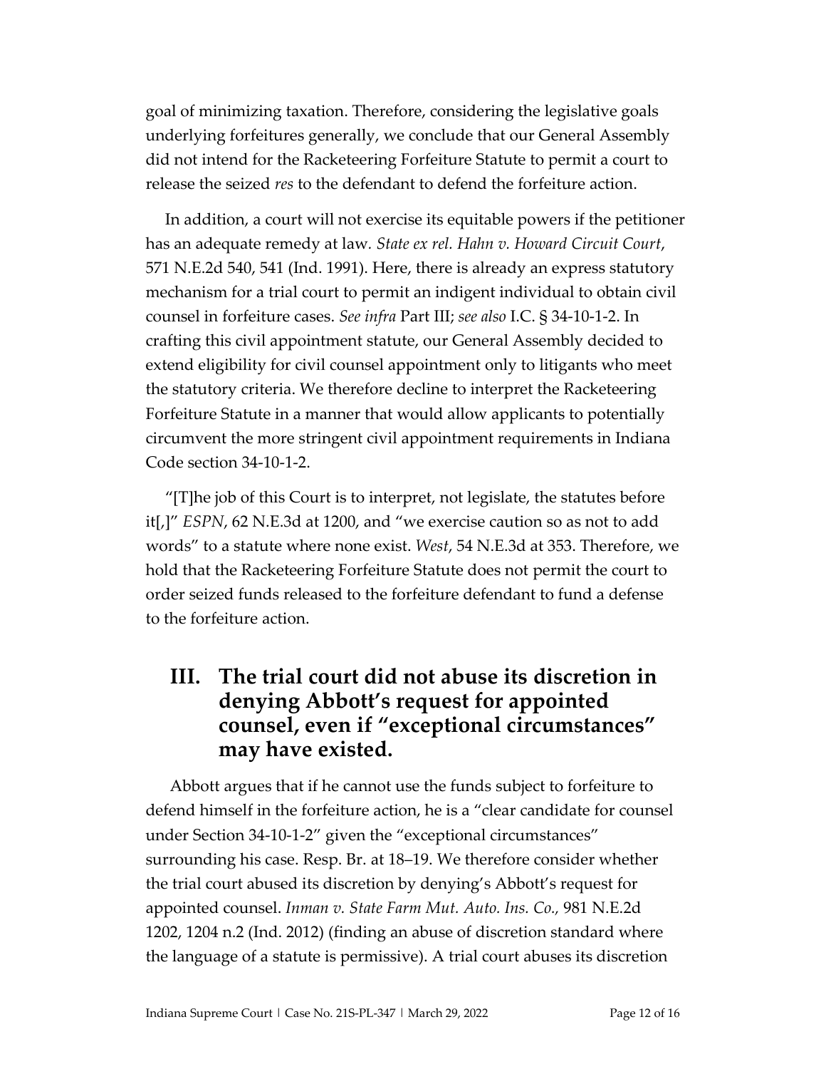goal of minimizing taxation. Therefore, considering the legislative goals underlying forfeitures generally, we conclude that our General Assembly did not intend for the Racketeering Forfeiture Statute to permit a court to release the seized *res* to the defendant to defend the forfeiture action.

In addition, a court will not exercise its equitable powers if the petitioner has an adequate remedy at law. *State ex rel. Hahn v. Howard Circuit Court*, 571 N.E.2d 540, 541 (Ind. 1991). Here, there is already an express statutory mechanism for a trial court to permit an indigent individual to obtain civil counsel in forfeiture cases. *See infra* Part III; *see also* I.C. § 34-10-1-2. In crafting this civil appointment statute, our General Assembly decided to extend eligibility for civil counsel appointment only to litigants who meet the statutory criteria. We therefore decline to interpret the Racketeering Forfeiture Statute in a manner that would allow applicants to potentially circumvent the more stringent civil appointment requirements in Indiana Code section 34-10-1-2.

"[T]he job of this Court is to interpret, not legislate, the statutes before it[,]" *ESPN*, 62 N.E.3d at 1200, and "we exercise caution so as not to add words" to a statute where none exist. *West*, 54 N.E.3d at 353. Therefore, we hold that the Racketeering Forfeiture Statute does not permit the court to order seized funds released to the forfeiture defendant to fund a defense to the forfeiture action.

## III. The trial court did not abuse its discretion in denying Abbott's request for appointed counsel, even if "exceptional circumstances" may have existed.

Abbott argues that if he cannot use the funds subject to forfeiture to defend himself in the forfeiture action, he is a "clear candidate for counsel under Section 34-10-1-2" given the "exceptional circumstances" surrounding his case. Resp. Br. at 18–19. We therefore consider whether the trial court abused its discretion by denying's Abbott's request for appointed counsel. *Inman v. State Farm Mut. Auto. Ins. Co.*, 981 N.E.2d 1202, 1204 n.2 (Ind. 2012) (finding an abuse of discretion standard where the language of a statute is permissive). A trial court abuses its discretion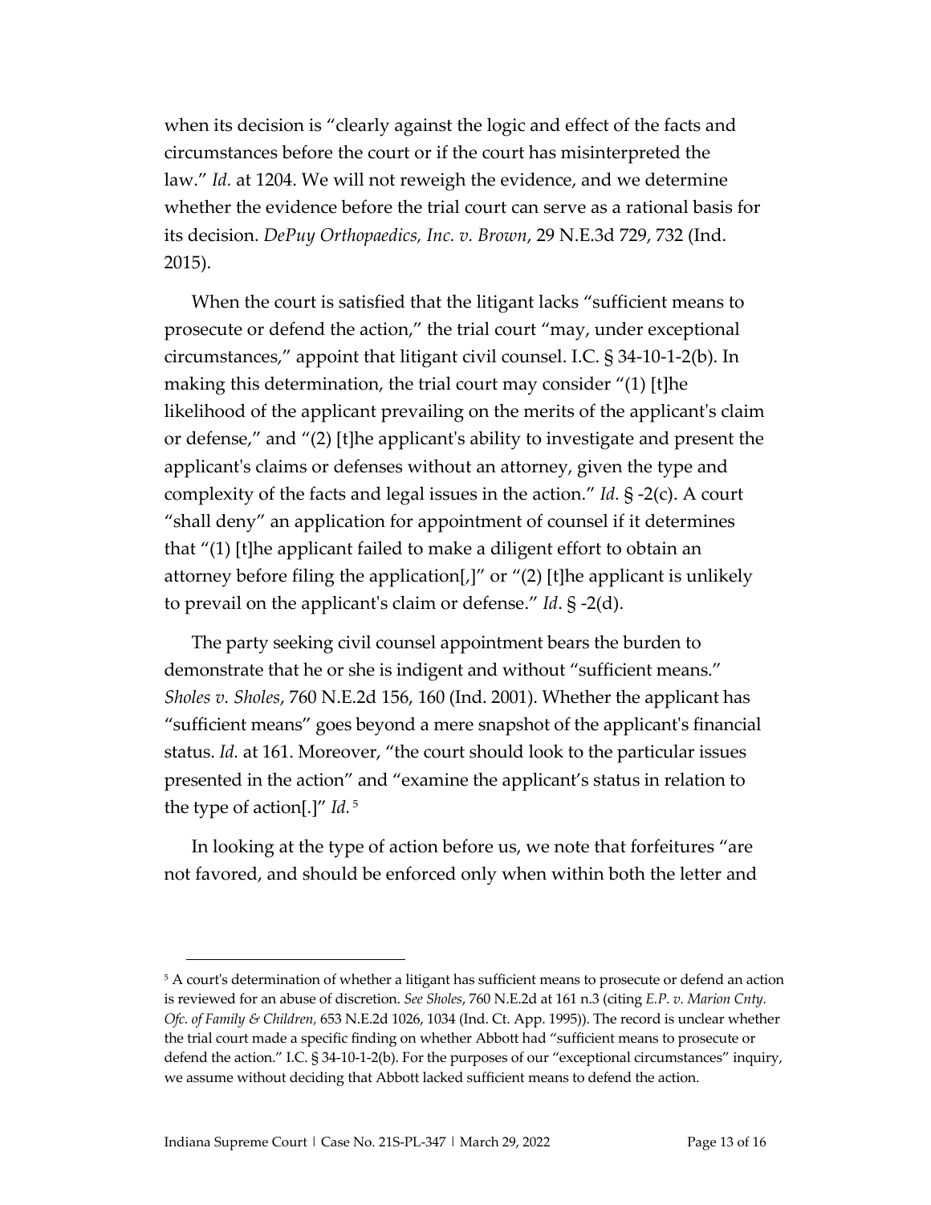when its decision is "clearly against the logic and effect of the facts and circumstances before the court or if the court has misinterpreted the law." *Id.* at 1204. We will not reweigh the evidence, and we determine whether the evidence before the trial court can serve as a rational basis for its decision. *DePuy Orthopaedics, Inc. v. Brown*, 29 N.E.3d 729, 732 (Ind. 2015).

When the court is satisfied that the litigant lacks "sufficient means to prosecute or defend the action," the trial court "may, under exceptional circumstances," appoint that litigant civil counsel. I.C. § 34-10-1-2(b). In making this determination, the trial court may consider "(1) [t]he likelihood of the applicant prevailing on the merits of the applicant's claim or defense," and "(2) [t]he applicant's ability to investigate and present the applicant's claims or defenses without an attorney, given the type and complexity of the facts and legal issues in the action." *Id.* § -2(c). A court "shall deny" an application for appointment of counsel if it determines that "(1) [t]he applicant failed to make a diligent effort to obtain an attorney before filing the application[,]" or "(2) [t]he applicant is unlikely to prevail on the applicant's claim or defense." *Id*. § -2(d).

The party seeking civil counsel appointment bears the burden to demonstrate that he or she is indigent and without "sufficient means." *Sholes v. Sholes*, 760 N.E.2d 156, 160 (Ind. 2001). Whether the applicant has "sufficient means" goes beyond a mere snapshot of the applicant's financial status. *Id.* at 161. Moreover, "the court should look to the particular issues presented in the action" and "examine the applicant's status in relation to the type of action[.]" *Id.* [5]

In looking at the type of action before us, we note that forfeitures "are not favored, and should be enforced only when within both the letter and

[5] A court's determination of whether a litigant has sufficient means to prosecute or defend an action is reviewed for an abuse of discretion. *See Sholes*, 760 N.E.2d at 161 n.3 (citing *E.P. v. Marion Cnty. Ofc. of Family & Children,* 653 N.E.2d 1026, 1034 (Ind. Ct. App. 1995)). The record is unclear whether the trial court made a specific finding on whether Abbott had "sufficient means to prosecute or defend the action." I.C. § 34-10-1-2(b). For the purposes of our "exceptional circumstances" inquiry, we assume without deciding that Abbott lacked sufficient means to defend the action.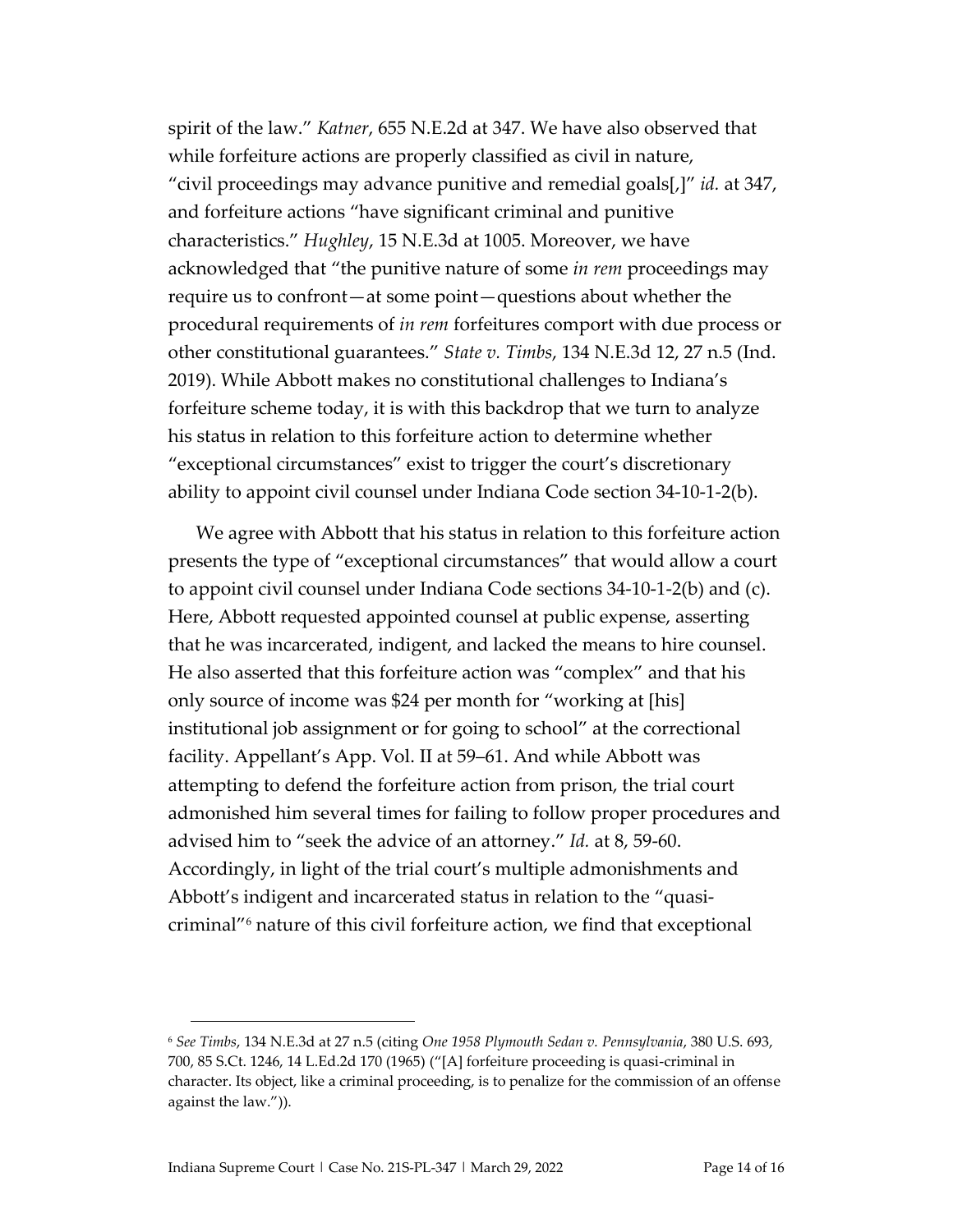spirit of the law." *Katner*, 655 N.E.2d at 347. We have also observed that while forfeiture actions are properly classified as civil in nature, "civil proceedings may advance punitive and remedial goals[,]" *id.* at 347, and forfeiture actions "have significant criminal and punitive characteristics." *Hughley*, 15 N.E.3d at 1005. Moreover, we have acknowledged that "the punitive nature of some *in rem* proceedings may require us to confront—at some point—questions about whether the procedural requirements of *in rem* forfeitures comport with due process or other constitutional guarantees." *State v. Timbs*, 134 N.E.3d 12, 27 n.5 (Ind. 2019). While Abbott makes no constitutional challenges to Indiana's forfeiture scheme today, it is with this backdrop that we turn to analyze his status in relation to this forfeiture action to determine whether "exceptional circumstances" exist to trigger the court's discretionary ability to appoint civil counsel under Indiana Code section 34-10-1-2(b).

We agree with Abbott that his status in relation to this forfeiture action presents the type of "exceptional circumstances" that would allow a court to appoint civil counsel under Indiana Code sections 34-10-1-2(b) and (c). Here, Abbott requested appointed counsel at public expense, asserting that he was incarcerated, indigent, and lacked the means to hire counsel. He also asserted that this forfeiture action was "complex" and that his only source of income was $24 per month for "working at [his] institutional job assignment or for going to school" at the correctional facility. Appellant's App. Vol. II at 59–61. And while Abbott was attempting to defend the forfeiture action from prison, the trial court admonished him several times for failing to follow proper procedures and advised him to "seek the advice of an attorney." *Id.* at 8, 59-60. Accordingly, in light of the trial court's multiple admonishments and Abbott's indigent and incarcerated status in relation to the "quasi-criminal"[6] nature of this civil forfeiture action, we find that exceptional

---

[6] *See Timbs*, 134 N.E.3d at 27 n.5 (citing *One 1958 Plymouth Sedan v. Pennsylvania*, 380 U.S. 693, 700, 85 S.Ct. 1246, 14 L.Ed.2d 170 (1965) ("[A] forfeiture proceeding is quasi-criminal in character. Its object, like a criminal proceeding, is to penalize for the commission of an offense against the law.")).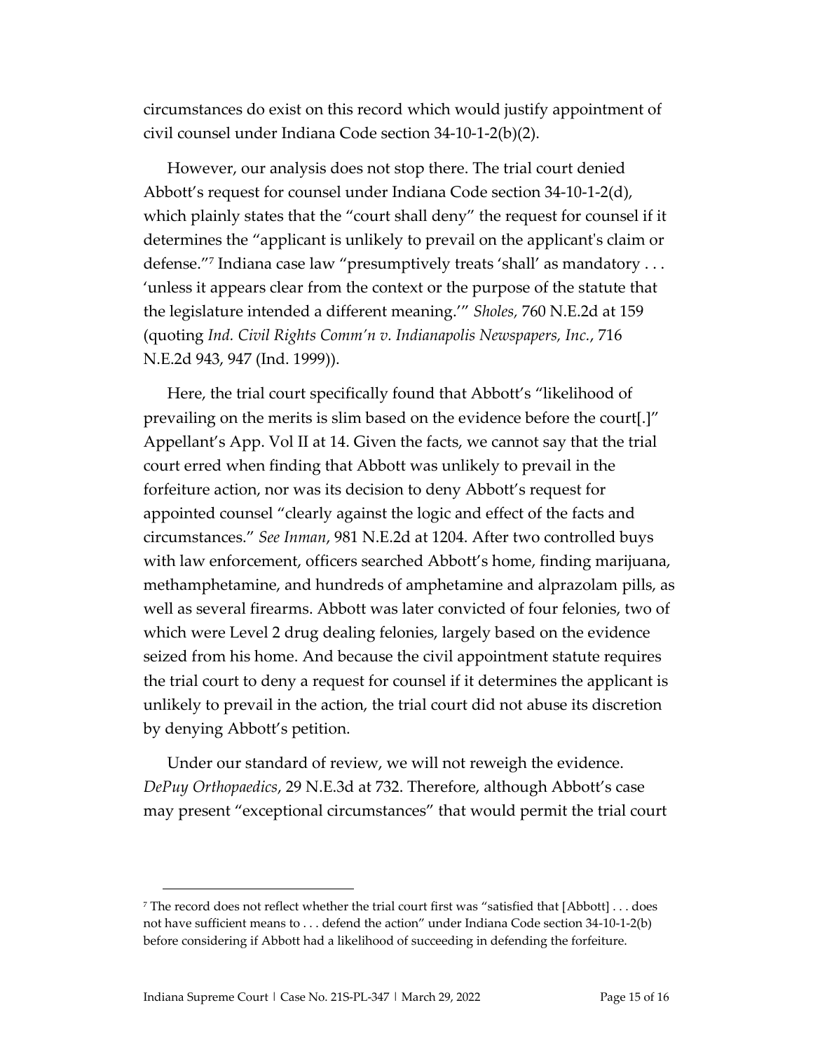circumstances do exist on this record which would justify appointment of civil counsel under Indiana Code section 34-10-1-2(b)(2).

However, our analysis does not stop there. The trial court denied Abbott's request for counsel under Indiana Code section 34-10-1-2(d), which plainly states that the "court shall deny" the request for counsel if it determines the "applicant is unlikely to prevail on the applicant's claim or defense."[7] Indiana case law "presumptively treats 'shall' as mandatory . . . 'unless it appears clear from the context or the purpose of the statute that the legislature intended a different meaning.'" *Sholes,* 760 N.E.2d at 159 (quoting *Ind. Civil Rights Comm'n v. Indianapolis Newspapers, Inc.*, 716 N.E.2d 943, 947 (Ind. 1999)).

Here, the trial court specifically found that Abbott's "likelihood of prevailing on the merits is slim based on the evidence before the court[.]" Appellant's App. Vol II at 14. Given the facts, we cannot say that the trial court erred when finding that Abbott was unlikely to prevail in the forfeiture action, nor was its decision to deny Abbott's request for appointed counsel "clearly against the logic and effect of the facts and circumstances." *See Inman*, 981 N.E.2d at 1204. After two controlled buys with law enforcement, officers searched Abbott's home, finding marijuana, methamphetamine, and hundreds of amphetamine and alprazolam pills, as well as several firearms. Abbott was later convicted of four felonies, two of which were Level 2 drug dealing felonies, largely based on the evidence seized from his home. And because the civil appointment statute requires the trial court to deny a request for counsel if it determines the applicant is unlikely to prevail in the action, the trial court did not abuse its discretion by denying Abbott's petition.

Under our standard of review, we will not reweigh the evidence. *DePuy Orthopaedics*, 29 N.E.3d at 732. Therefore, although Abbott's case may present "exceptional circumstances" that would permit the trial court

---

[7] The record does not reflect whether the trial court first was "satisfied that [Abbott] . . . does not have sufficient means to . . . defend the action" under Indiana Code section 34-10-1-2(b) before considering if Abbott had a likelihood of succeeding in defending the forfeiture.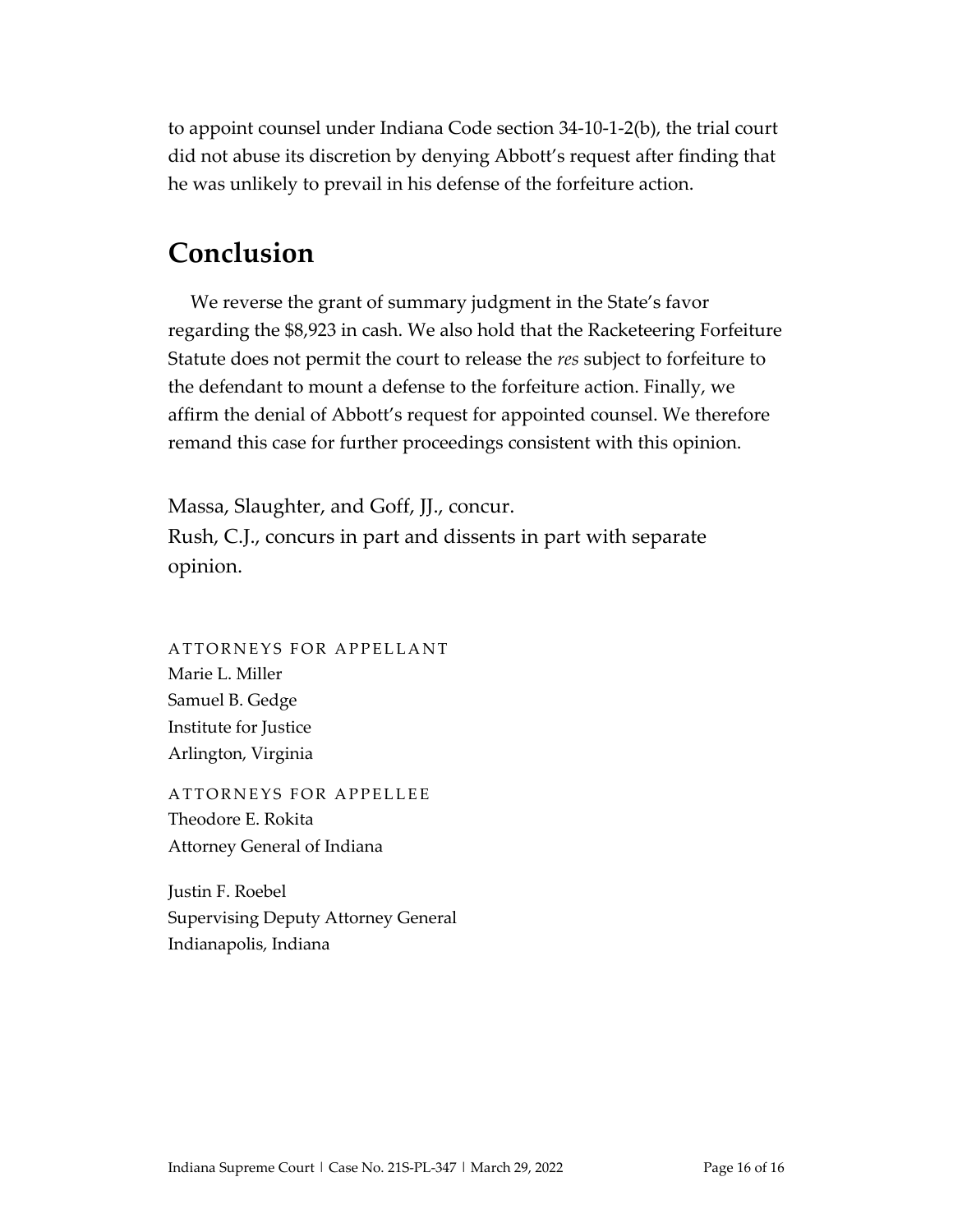to appoint counsel under Indiana Code section 34-10-1-2(b), the trial court did not abuse its discretion by denying Abbott's request after finding that he was unlikely to prevail in his defense of the forfeiture action.

## Conclusion

We reverse the grant of summary judgment in the State's favor regarding the $8,923 in cash. We also hold that the Racketeering Forfeiture Statute does not permit the court to release the *res* subject to forfeiture to the defendant to mount a defense to the forfeiture action. Finally, we affirm the denial of Abbott's request for appointed counsel. We therefore remand this case for further proceedings consistent with this opinion.

Massa, Slaughter, and Goff, JJ., concur.
Rush, C.J., concurs in part and dissents in part with separate opinion.

ATTORNEYS FOR APPELLANT
Marie L. Miller
Samuel B. Gedge
Institute for Justice
Arlington, Virginia

ATTORNEYS FOR APPELLEE
Theodore E. Rokita
Attorney General of Indiana

Justin F. Roebel
Supervising Deputy Attorney General
Indianapolis, Indiana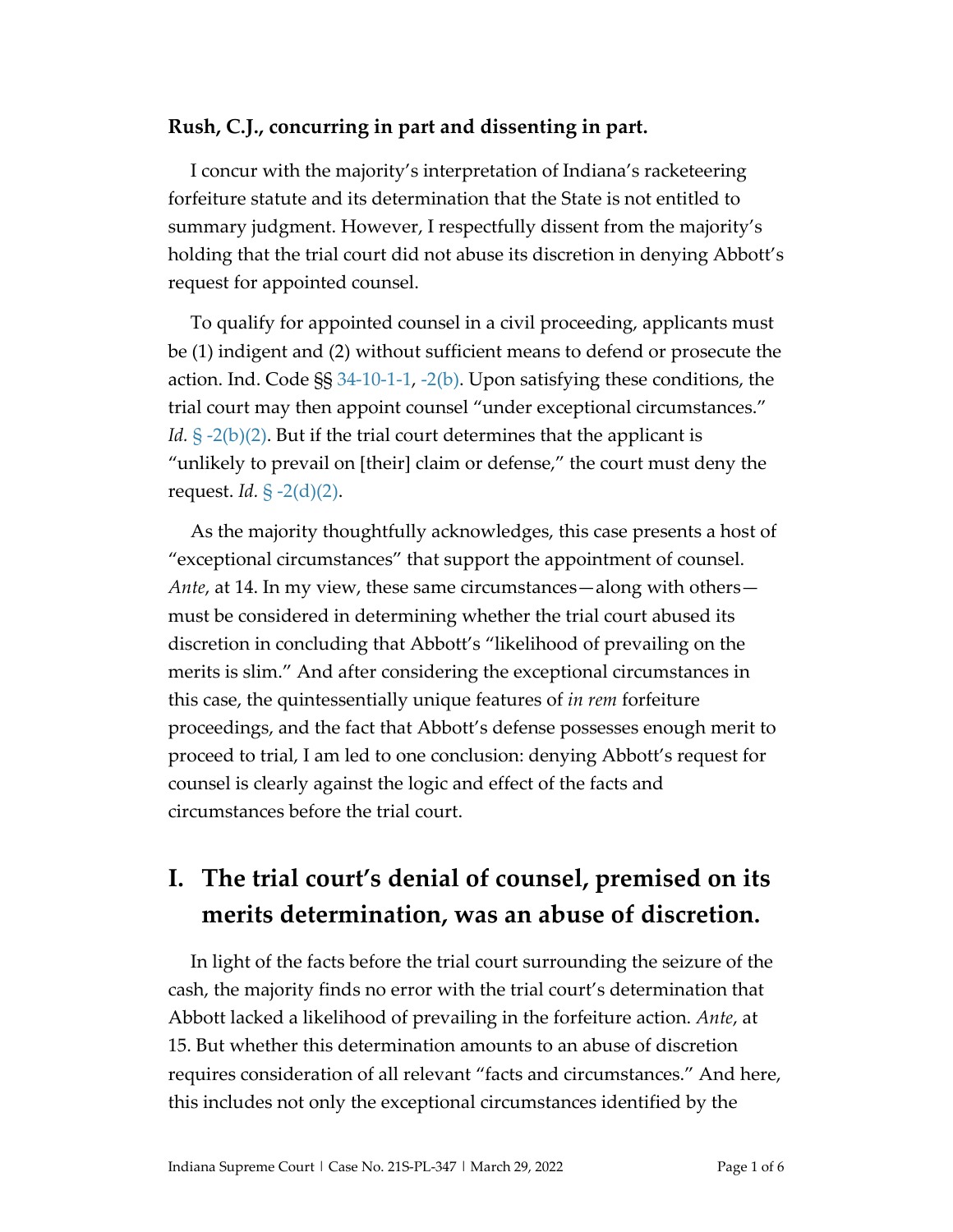**Rush, C.J., concurring in part and dissenting in part.**

I concur with the majority's interpretation of Indiana's racketeering forfeiture statute and its determination that the State is not entitled to summary judgment. However, I respectfully dissent from the majority's holding that the trial court did not abuse its discretion in denying Abbott's request for appointed counsel.

To qualify for appointed counsel in a civil proceeding, applicants must be (1) indigent and (2) without sufficient means to defend or prosecute the action. Ind. Code §§ 34-10-1-1, -2(b). Upon satisfying these conditions, the trial court may then appoint counsel "under exceptional circumstances." *Id.* § -2(b)(2). But if the trial court determines that the applicant is "unlikely to prevail on [their] claim or defense," the court must deny the request. *Id.* § -2(d)(2).

As the majority thoughtfully acknowledges, this case presents a host of "exceptional circumstances" that support the appointment of counsel. *Ante*, at 14. In my view, these same circumstances—along with others—must be considered in determining whether the trial court abused its discretion in concluding that Abbott's "likelihood of prevailing on the merits is slim." And after considering the exceptional circumstances in this case, the quintessentially unique features of *in rem* forfeiture proceedings, and the fact that Abbott's defense possesses enough merit to proceed to trial, I am led to one conclusion: denying Abbott's request for counsel is clearly against the logic and effect of the facts and circumstances before the trial court.

## I. The trial court's denial of counsel, premised on its merits determination, was an abuse of discretion.

In light of the facts before the trial court surrounding the seizure of the cash, the majority finds no error with the trial court's determination that Abbott lacked a likelihood of prevailing in the forfeiture action. *Ante*, at 15. But whether this determination amounts to an abuse of discretion requires consideration of all relevant "facts and circumstances." And here, this includes not only the exceptional circumstances identified by the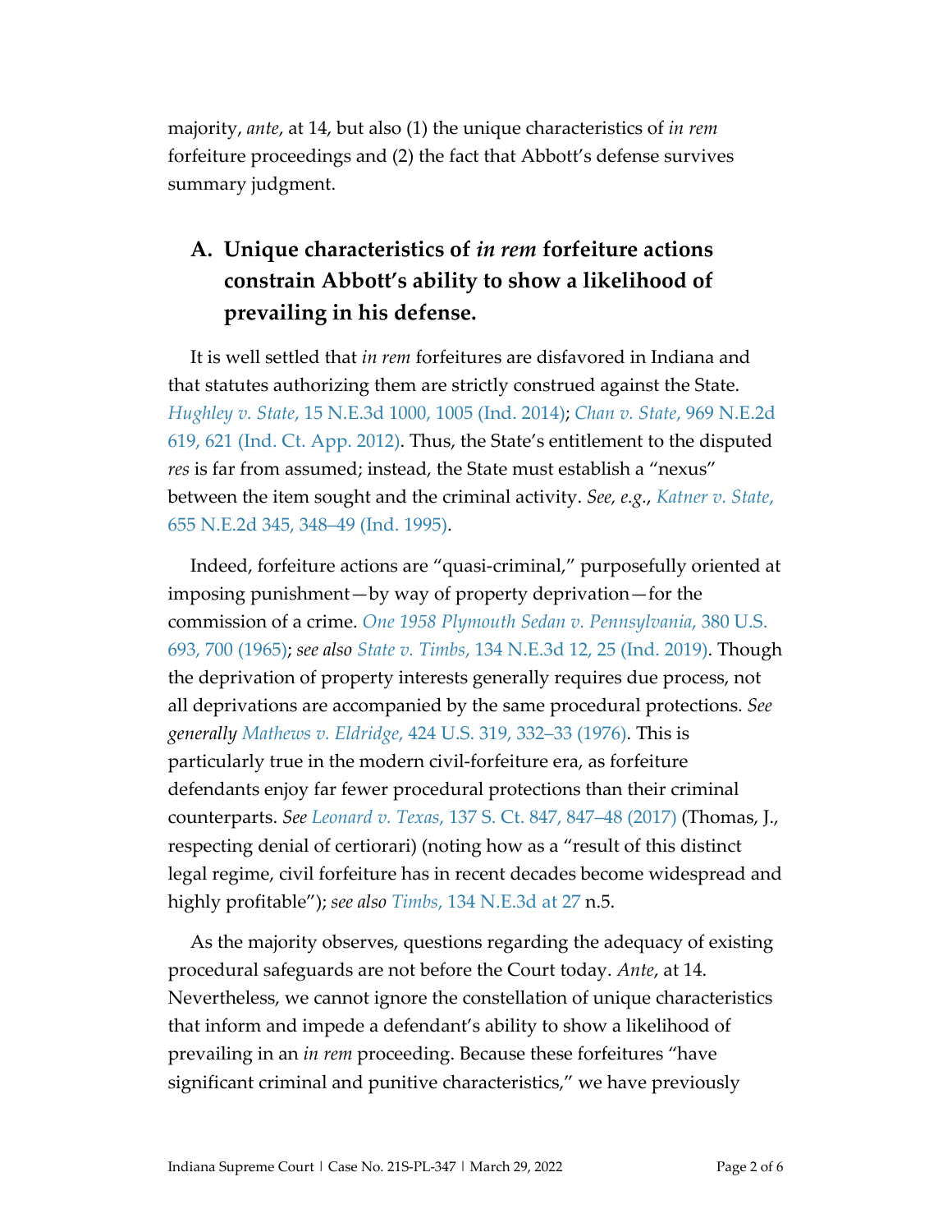majority, *ante*, at 14, but also (1) the unique characteristics of *in rem* forfeiture proceedings and (2) the fact that Abbott's defense survives summary judgment.

### A. Unique characteristics of *in rem* forfeiture actions constrain Abbott's ability to show a likelihood of prevailing in his defense.

It is well settled that *in rem* forfeitures are disfavored in Indiana and that statutes authorizing them are strictly construed against the State. *Hughley v. State*, 15 N.E.3d 1000, 1005 (Ind. 2014); *Chan v. State*, 969 N.E.2d 619, 621 (Ind. Ct. App. 2012). Thus, the State's entitlement to the disputed *res* is far from assumed; instead, the State must establish a "nexus" between the item sought and the criminal activity. *See, e.g.*, *Katner v. State*, 655 N.E.2d 345, 348–49 (Ind. 1995).

Indeed, forfeiture actions are "quasi-criminal," purposefully oriented at imposing punishment—by way of property deprivation—for the commission of a crime. *One 1958 Plymouth Sedan v. Pennsylvania*, 380 U.S. 693, 700 (1965); *see also State v. Timbs*, 134 N.E.3d 12, 25 (Ind. 2019). Though the deprivation of property interests generally requires due process, not all deprivations are accompanied by the same procedural protections. *See generally Mathews v. Eldridge*, 424 U.S. 319, 332–33 (1976). This is particularly true in the modern civil-forfeiture era, as forfeiture defendants enjoy far fewer procedural protections than their criminal counterparts. *See Leonard v. Texas*, 137 S. Ct. 847, 847–48 (2017) (Thomas, J., respecting denial of certiorari) (noting how as a "result of this distinct legal regime, civil forfeiture has in recent decades become widespread and highly profitable"); *see also Timbs*, 134 N.E.3d at 27 n.5.

As the majority observes, questions regarding the adequacy of existing procedural safeguards are not before the Court today. *Ante*, at 14. Nevertheless, we cannot ignore the constellation of unique characteristics that inform and impede a defendant's ability to show a likelihood of prevailing in an *in rem* proceeding. Because these forfeitures "have significant criminal and punitive characteristics," we have previously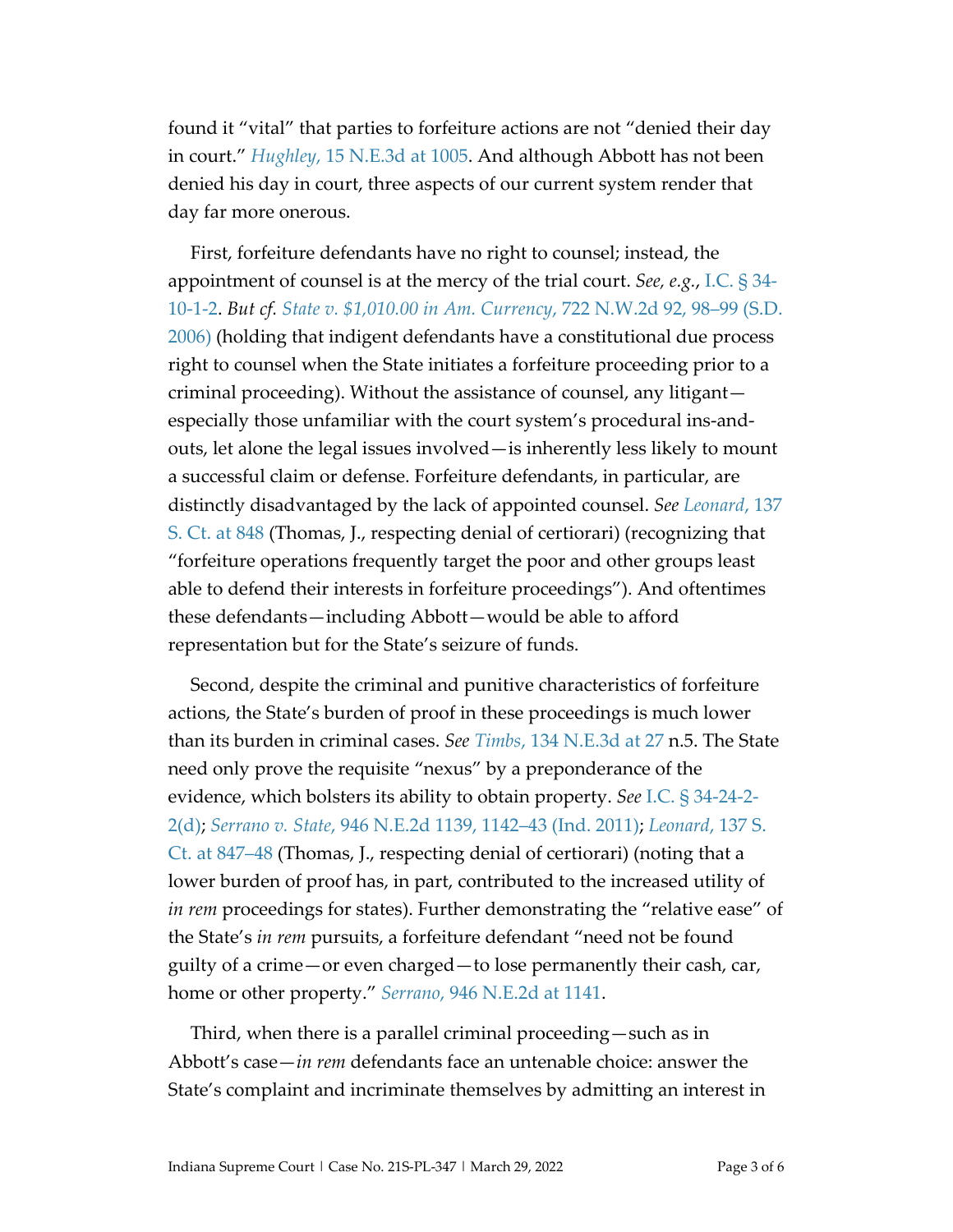found it "vital" that parties to forfeiture actions are not "denied their day in court." *Hughley*, 15 N.E.3d at 1005. And although Abbott has not been denied his day in court, three aspects of our current system render that day far more onerous.

First, forfeiture defendants have no right to counsel; instead, the appointment of counsel is at the mercy of the trial court. *See, e.g.*, I.C. § 34-10-1-2. *But cf. State v. $1,010.00 in Am. Currency*, 722 N.W.2d 92, 98–99 (S.D. 2006) (holding that indigent defendants have a constitutional due process right to counsel when the State initiates a forfeiture proceeding prior to a criminal proceeding). Without the assistance of counsel, any litigant—especially those unfamiliar with the court system's procedural ins-and-outs, let alone the legal issues involved—is inherently less likely to mount a successful claim or defense. Forfeiture defendants, in particular, are distinctly disadvantaged by the lack of appointed counsel. *See Leonard*, 137 S. Ct. at 848 (Thomas, J., respecting denial of certiorari) (recognizing that "forfeiture operations frequently target the poor and other groups least able to defend their interests in forfeiture proceedings"). And oftentimes these defendants—including Abbott—would be able to afford representation but for the State's seizure of funds.

Second, despite the criminal and punitive characteristics of forfeiture actions, the State's burden of proof in these proceedings is much lower than its burden in criminal cases. *See Timbs*, 134 N.E.3d at 27 n.5. The State need only prove the requisite "nexus" by a preponderance of the evidence, which bolsters its ability to obtain property. *See* I.C. § 34-24-2-2(d); *Serrano v. State*, 946 N.E.2d 1139, 1142–43 (Ind. 2011); *Leonard*, 137 S. Ct. at 847–48 (Thomas, J., respecting denial of certiorari) (noting that a lower burden of proof has, in part, contributed to the increased utility of *in rem* proceedings for states). Further demonstrating the "relative ease" of the State's *in rem* pursuits, a forfeiture defendant "need not be found guilty of a crime—or even charged—to lose permanently their cash, car, home or other property." *Serrano*, 946 N.E.2d at 1141.

Third, when there is a parallel criminal proceeding—such as in Abbott's case—*in rem* defendants face an untenable choice: answer the State's complaint and incriminate themselves by admitting an interest in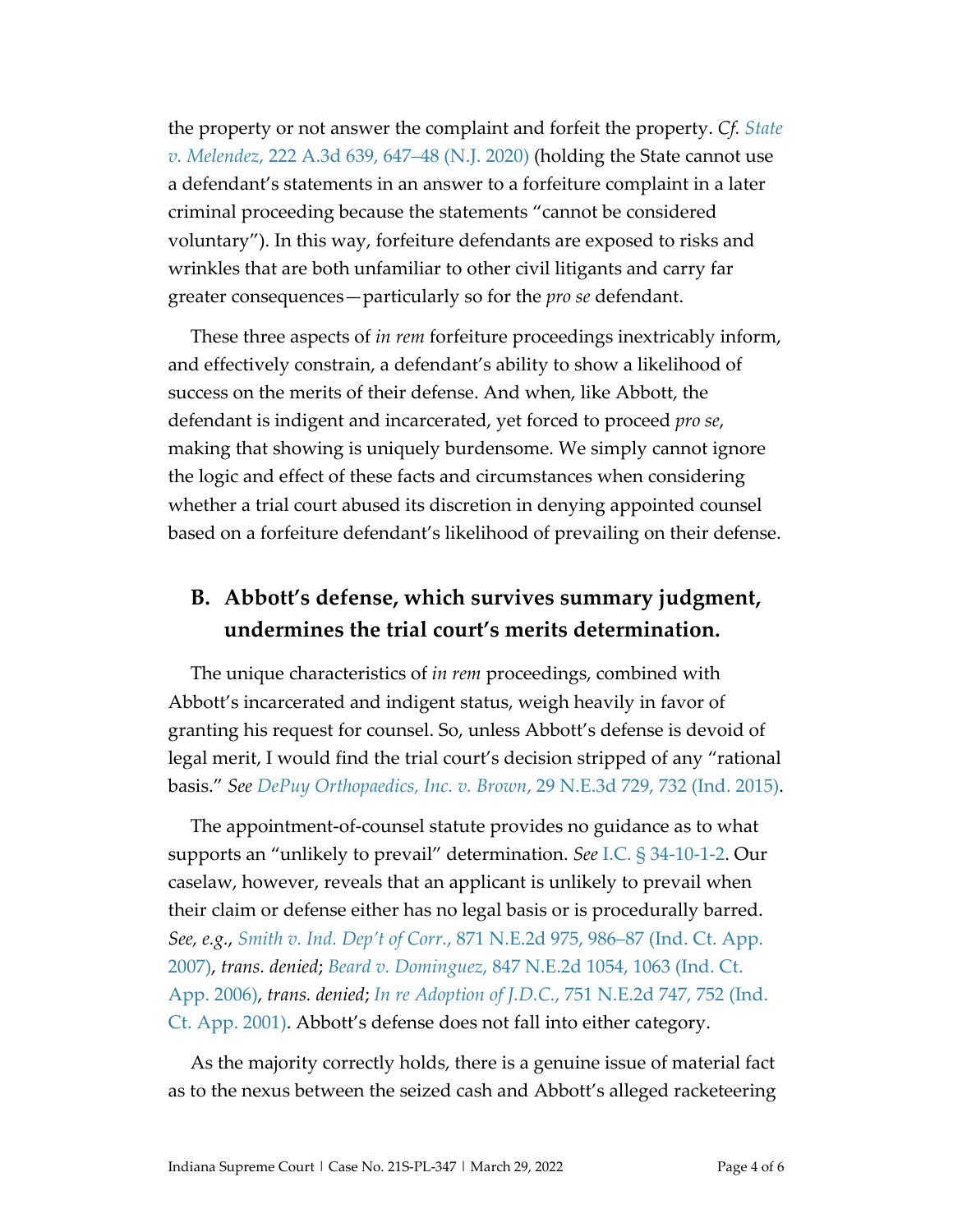the property or not answer the complaint and forfeit the property. *Cf. State v. Melendez*, 222 A.3d 639, 647–48 (N.J. 2020) (holding the State cannot use a defendant's statements in an answer to a forfeiture complaint in a later criminal proceeding because the statements "cannot be considered voluntary"). In this way, forfeiture defendants are exposed to risks and wrinkles that are both unfamiliar to other civil litigants and carry far greater consequences—particularly so for the *pro se* defendant.

These three aspects of *in rem* forfeiture proceedings inextricably inform, and effectively constrain, a defendant's ability to show a likelihood of success on the merits of their defense. And when, like Abbott, the defendant is indigent and incarcerated, yet forced to proceed *pro se*, making that showing is uniquely burdensome. We simply cannot ignore the logic and effect of these facts and circumstances when considering whether a trial court abused its discretion in denying appointed counsel based on a forfeiture defendant's likelihood of prevailing on their defense.

## B. Abbott's defense, which survives summary judgment, undermines the trial court's merits determination.

The unique characteristics of *in rem* proceedings, combined with Abbott's incarcerated and indigent status, weigh heavily in favor of granting his request for counsel. So, unless Abbott's defense is devoid of legal merit, I would find the trial court's decision stripped of any "rational basis." *See DePuy Orthopaedics, Inc. v. Brown*, 29 N.E.3d 729, 732 (Ind. 2015).

The appointment-of-counsel statute provides no guidance as to what supports an "unlikely to prevail" determination. *See* I.C. § 34-10-1-2. Our caselaw, however, reveals that an applicant is unlikely to prevail when their claim or defense either has no legal basis or is procedurally barred. *See, e.g.*, *Smith v. Ind. Dep't of Corr.*, 871 N.E.2d 975, 986–87 (Ind. Ct. App. 2007), *trans. denied*; *Beard v. Dominguez*, 847 N.E.2d 1054, 1063 (Ind. Ct. App. 2006), *trans. denied*; *In re Adoption of J.D.C.*, 751 N.E.2d 747, 752 (Ind. Ct. App. 2001). Abbott's defense does not fall into either category.

As the majority correctly holds, there is a genuine issue of material fact as to the nexus between the seized cash and Abbott's alleged racketeering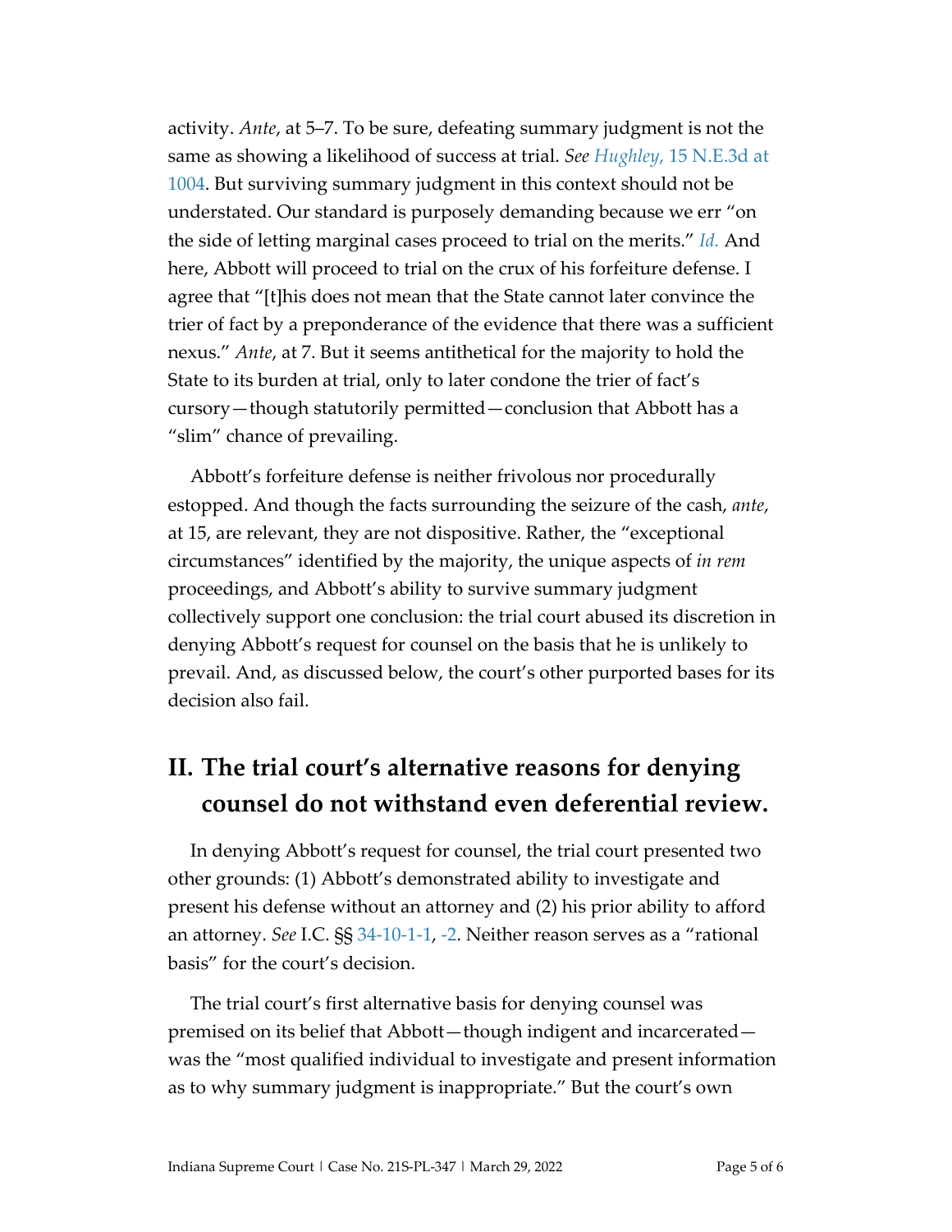activity. *Ante*, at 5–7. To be sure, defeating summary judgment is not the same as showing a likelihood of success at trial. *See Hughley*, 15 N.E.3d at 1004. But surviving summary judgment in this context should not be understated. Our standard is purposely demanding because we err "on the side of letting marginal cases proceed to trial on the merits." *Id.* And here, Abbott will proceed to trial on the crux of his forfeiture defense. I agree that "[t]his does not mean that the State cannot later convince the trier of fact by a preponderance of the evidence that there was a sufficient nexus." *Ante*, at 7. But it seems antithetical for the majority to hold the State to its burden at trial, only to later condone the trier of fact's cursory—though statutorily permitted—conclusion that Abbott has a "slim" chance of prevailing.

Abbott's forfeiture defense is neither frivolous nor procedurally estopped. And though the facts surrounding the seizure of the cash, *ante*, at 15, are relevant, they are not dispositive. Rather, the "exceptional circumstances" identified by the majority, the unique aspects of *in rem* proceedings, and Abbott's ability to survive summary judgment collectively support one conclusion: the trial court abused its discretion in denying Abbott's request for counsel on the basis that he is unlikely to prevail. And, as discussed below, the court's other purported bases for its decision also fail.

## II. The trial court's alternative reasons for denying counsel do not withstand even deferential review.

In denying Abbott's request for counsel, the trial court presented two other grounds: (1) Abbott's demonstrated ability to investigate and present his defense without an attorney and (2) his prior ability to afford an attorney. *See* I.C. §§ 34-10-1-1, -2. Neither reason serves as a "rational basis" for the court's decision.

The trial court's first alternative basis for denying counsel was premised on its belief that Abbott—though indigent and incarcerated—was the "most qualified individual to investigate and present information as to why summary judgment is inappropriate." But the court's own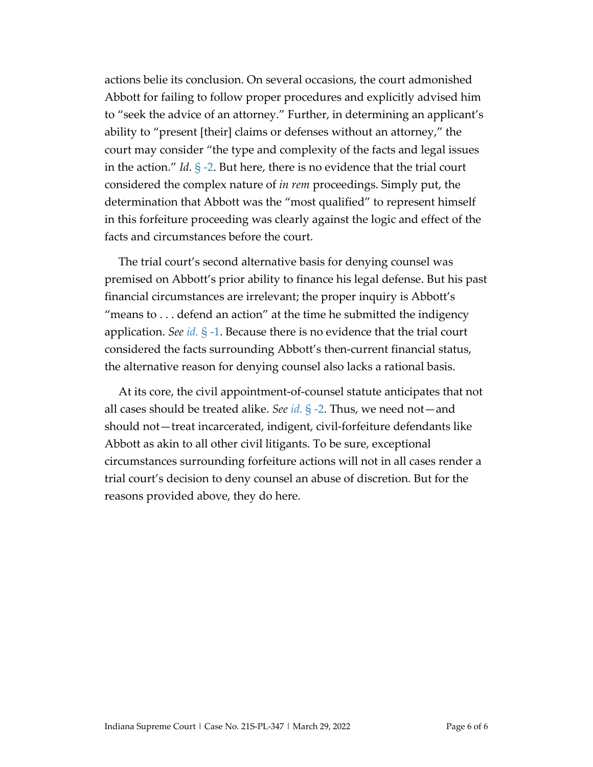actions belie its conclusion. On several occasions, the court admonished Abbott for failing to follow proper procedures and explicitly advised him to "seek the advice of an attorney." Further, in determining an applicant's ability to "present [their] claims or defenses without an attorney," the court may consider "the type and complexity of the facts and legal issues in the action." *Id.* § -2. But here, there is no evidence that the trial court considered the complex nature of *in rem* proceedings. Simply put, the determination that Abbott was the "most qualified" to represent himself in this forfeiture proceeding was clearly against the logic and effect of the facts and circumstances before the court.

The trial court's second alternative basis for denying counsel was premised on Abbott's prior ability to finance his legal defense. But his past financial circumstances are irrelevant; the proper inquiry is Abbott's "means to . . . defend an action" at the time he submitted the indigency application. *See id.* § -1. Because there is no evidence that the trial court considered the facts surrounding Abbott's then-current financial status, the alternative reason for denying counsel also lacks a rational basis.

At its core, the civil appointment-of-counsel statute anticipates that not all cases should be treated alike. *See id.* § -2. Thus, we need not—and should not—treat incarcerated, indigent, civil-forfeiture defendants like Abbott as akin to all other civil litigants. To be sure, exceptional circumstances surrounding forfeiture actions will not in all cases render a trial court's decision to deny counsel an abuse of discretion. But for the reasons provided above, they do here.